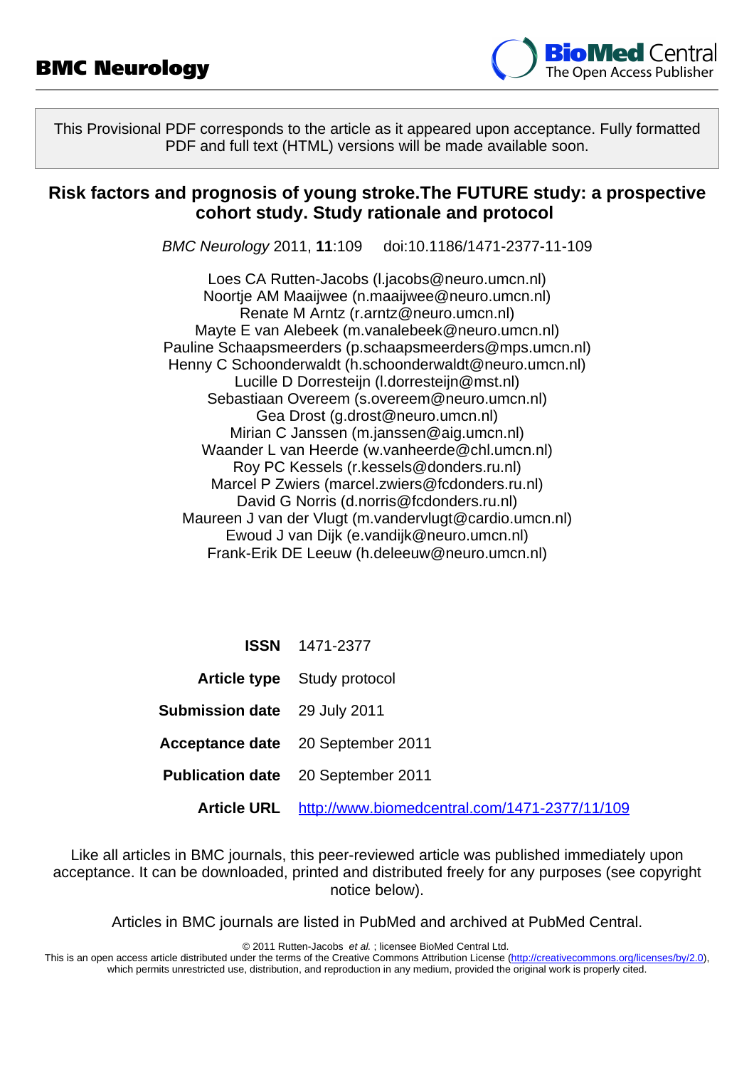**BMC Neurology**

This Provisional PDF corresponds to the article as it appeared upon acceptance. Fully formatted PDF and full text (HTML) versions will be made available soon.

# Risk factors and prognosis of young stroke.The FUTURE study: a prospective cohort study. Study rationale and protocol

*BMC Neurology* 2011, **11**:109 doi:10.1186/1471-2377-11-109

Loes CA Rutten-Jacobs (l.jacobs@neuro.umcn.nl)
Noortje AM Maaijwee (n.maaijwee@neuro.umcn.nl)
Renate M Arntz (r.arntz@neuro.umcn.nl)
Mayte E van Alebeek (m.vanalebeek@neuro.umcn.nl)
Pauline Schaapsmeerders (p.schaapsmeerders@mps.umcn.nl)
Henny C Schoonderwaldt (h.schoonderwaldt@neuro.umcn.nl)
Lucille D Dorresteijn (l.dorresteijn@mst.nl)
Sebastiaan Overeem (s.overeem@neuro.umcn.nl)
Gea Drost (g.drost@neuro.umcn.nl)
Mirian C Janssen (m.janssen@aig.umcn.nl)
Waander L van Heerde (w.vanheerde@chl.umcn.nl)
Roy PC Kessels (r.kessels@donders.ru.nl)
Marcel P Zwiers (marcel.zwiers@fcdonders.ru.nl)
David G Norris (d.norris@fcdonders.ru.nl)
Maureen J van der Vlugt (m.vandervlugt@cardio.umcn.nl)
Ewoud J van Dijk (e.vandijk@neuro.umcn.nl)
Frank-Erik DE Leeuw (h.deleeuw@neuro.umcn.nl)

| | |
|---|---|
| **ISSN** | 1471-2377 |
| **Article type** | Study protocol |
| **Submission date** | 29 July 2011 |
| **Acceptance date** | 20 September 2011 |
| **Publication date** | 20 September 2011 |
| **Article URL** | http://www.biomedcentral.com/1471-2377/11/109 |

Like all articles in BMC journals, this peer-reviewed article was published immediately upon acceptance. It can be downloaded, printed and distributed freely for any purposes (see copyright notice below).

Articles in BMC journals are listed in PubMed and archived at PubMed Central.

© 2011 Rutten-Jacobs *et al.* ; licensee BioMed Central Ltd.
This is an open access article distributed under the terms of the Creative Commons Attribution License (http://creativecommons.org/licenses/by/2.0), which permits unrestricted use, distribution, and reproduction in any medium, provided the original work is properly cited.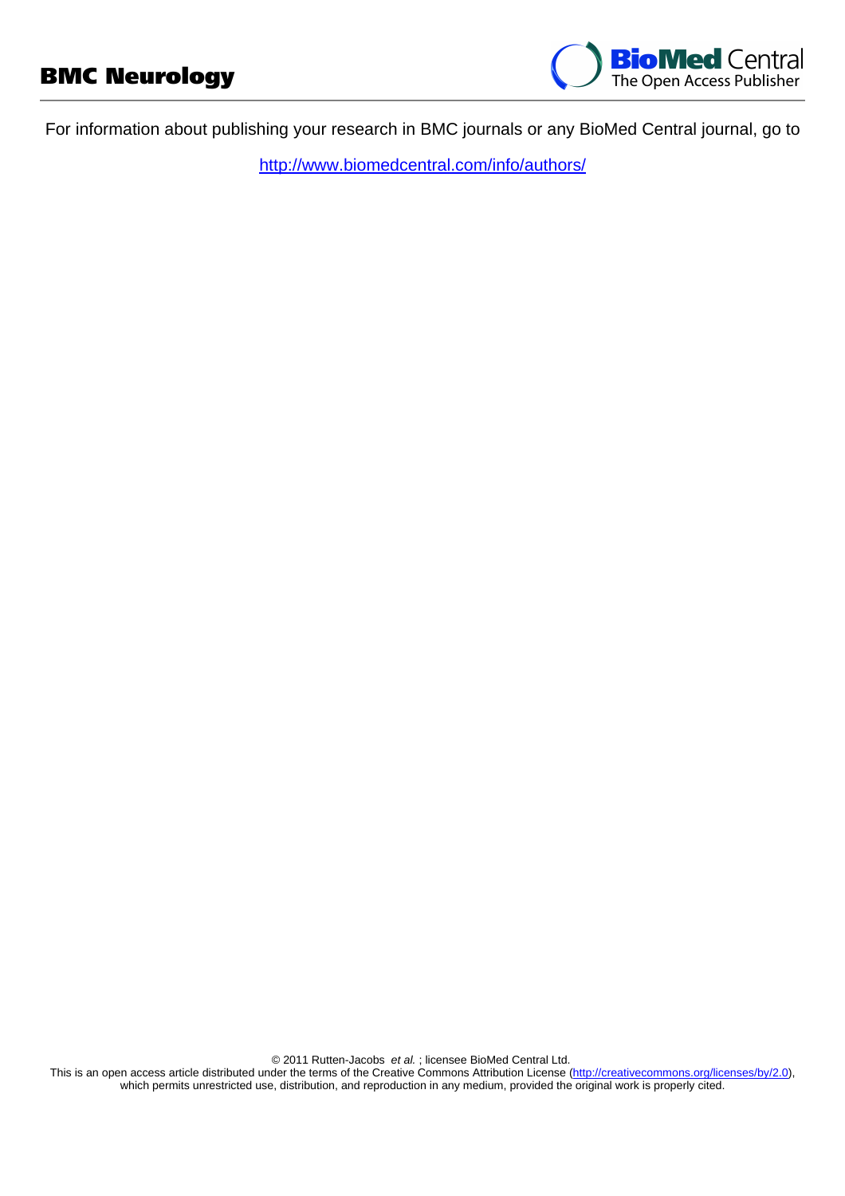For information about publishing your research in BMC journals or any BioMed Central journal, go to

http://www.biomedcentral.com/info/authors/

© 2011 Rutten-Jacobs *et al.* ; licensee BioMed Central Ltd.
This is an open access article distributed under the terms of the Creative Commons Attribution License (http://creativecommons.org/licenses/by/2.0), which permits unrestricted use, distribution, and reproduction in any medium, provided the original work is properly cited.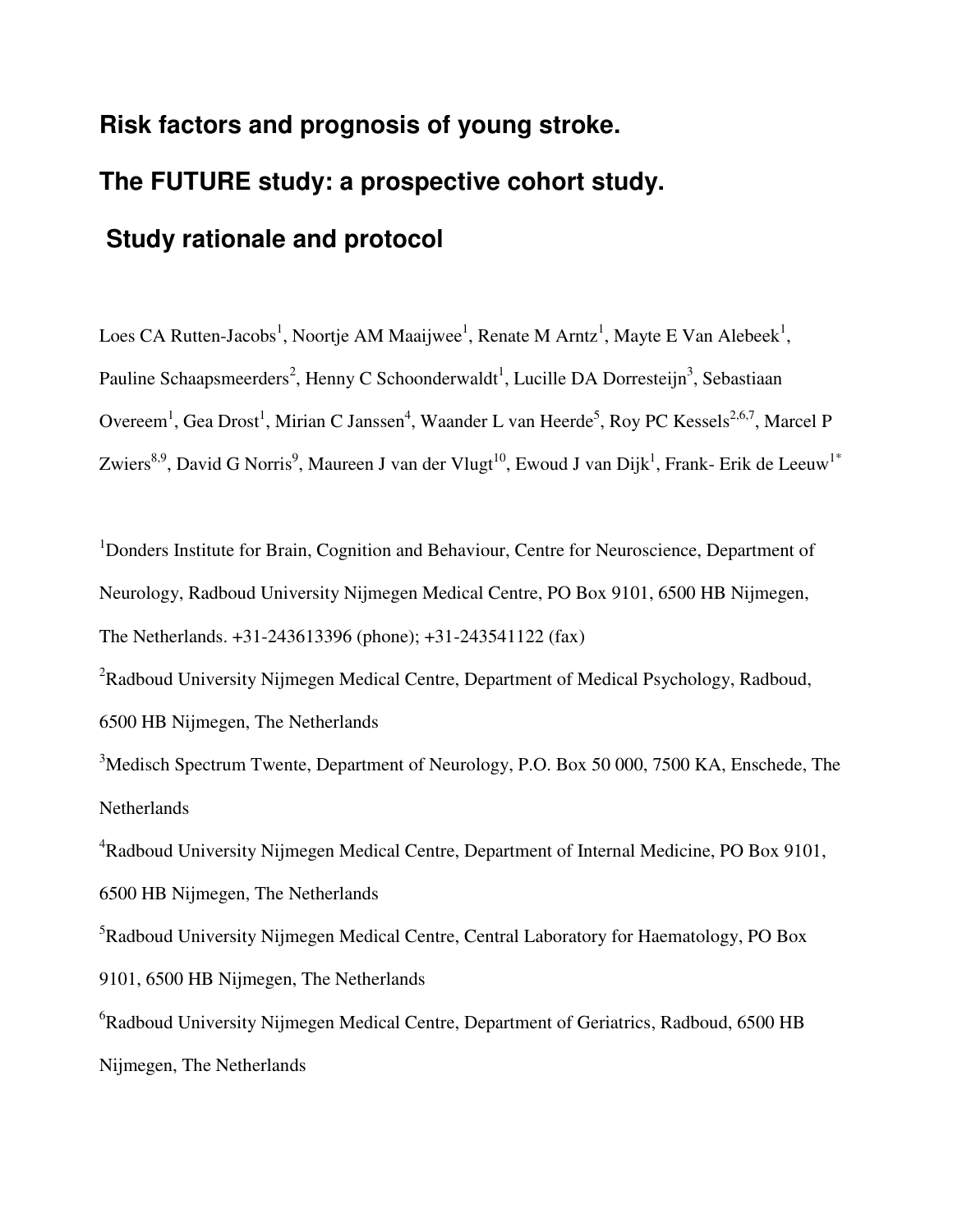# Risk factors and prognosis of young stroke.

# The FUTURE study: a prospective cohort study.

# Study rationale and protocol

Loes CA Rutten-Jacobs[1], Noortje AM Maaijwee[1], Renate M Arntz[1], Mayte E Van Alebeek[1], Pauline Schaapsmeerders[2], Henny C Schoonderwaldt[1], Lucille DA Dorresteijn[3], Sebastiaan Overeem[1], Gea Drost[1], Mirian C Janssen[4], Waander L van Heerde[5], Roy PC Kessels[2,6,7], Marcel P Zwiers[8,9], David G Norris[9], Maureen J van der Vlugt[10], Ewoud J van Dijk[1], Frank- Erik de Leeuw[1*]

[1]Donders Institute for Brain, Cognition and Behaviour, Centre for Neuroscience, Department of Neurology, Radboud University Nijmegen Medical Centre, PO Box 9101, 6500 HB Nijmegen, The Netherlands. +31-243613396 (phone); +31-243541122 (fax)

[2]Radboud University Nijmegen Medical Centre, Department of Medical Psychology, Radboud, 6500 HB Nijmegen, The Netherlands

[3]Medisch Spectrum Twente, Department of Neurology, P.O. Box 50 000, 7500 KA, Enschede, The Netherlands

[4]Radboud University Nijmegen Medical Centre, Department of Internal Medicine, PO Box 9101, 6500 HB Nijmegen, The Netherlands

[5]Radboud University Nijmegen Medical Centre, Central Laboratory for Haematology, PO Box 9101, 6500 HB Nijmegen, The Netherlands

[6]Radboud University Nijmegen Medical Centre, Department of Geriatrics, Radboud, 6500 HB Nijmegen, The Netherlands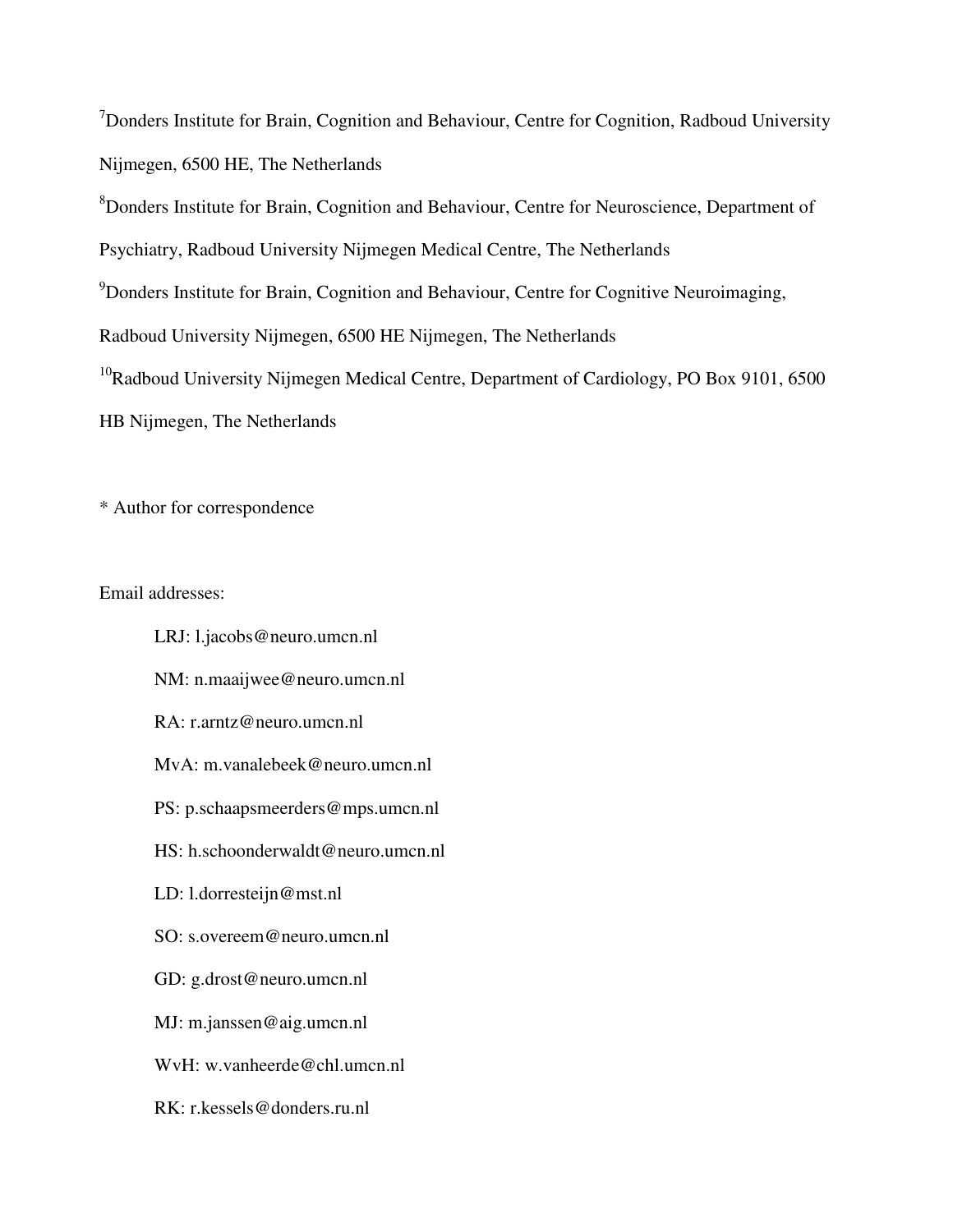[7]Donders Institute for Brain, Cognition and Behaviour, Centre for Cognition, Radboud University Nijmegen, 6500 HE, The Netherlands

[8]Donders Institute for Brain, Cognition and Behaviour, Centre for Neuroscience, Department of Psychiatry, Radboud University Nijmegen Medical Centre, The Netherlands

[9]Donders Institute for Brain, Cognition and Behaviour, Centre for Cognitive Neuroimaging, Radboud University Nijmegen, 6500 HE Nijmegen, The Netherlands

[10]Radboud University Nijmegen Medical Centre, Department of Cardiology, PO Box 9101, 6500 HB Nijmegen, The Netherlands

* Author for correspondence

Email addresses:

LRJ: l.jacobs@neuro.umcn.nl

NM: n.maaijwee@neuro.umcn.nl

RA: r.arntz@neuro.umcn.nl

MvA: m.vanalebeek@neuro.umcn.nl

PS: p.schaapsmeerders@mps.umcn.nl

HS: h.schoonderwaldt@neuro.umcn.nl

LD: l.dorresteijn@mst.nl

SO: s.overeem@neuro.umcn.nl

GD: g.drost@neuro.umcn.nl

MJ: m.janssen@aig.umcn.nl

WvH: w.vanheerde@chl.umcn.nl

RK: r.kessels@donders.ru.nl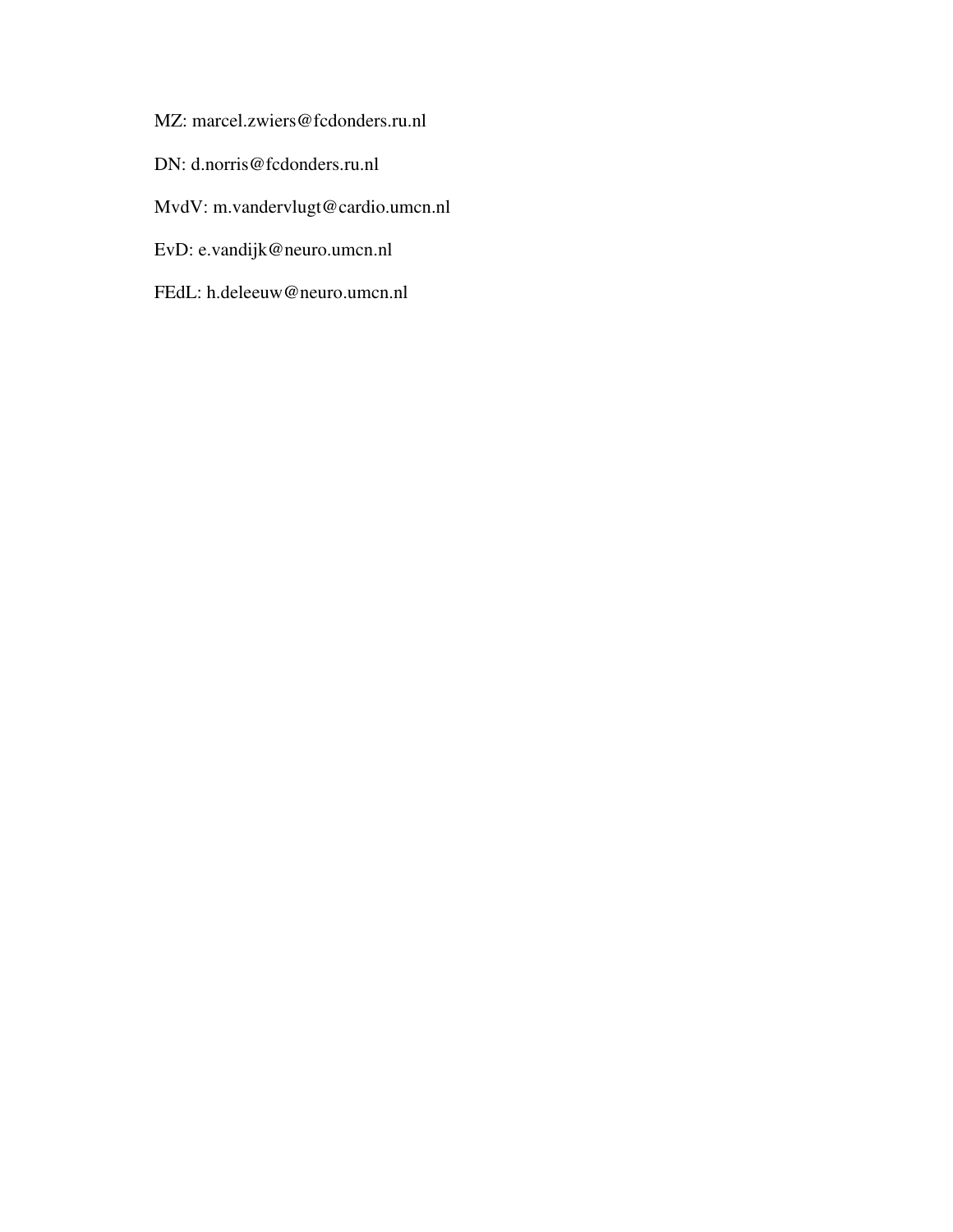MZ: marcel.zwiers@fcdonders.ru.nl

DN: d.norris@fcdonders.ru.nl

MvdV: m.vandervlugt@cardio.umcn.nl

EvD: e.vandijk@neuro.umcn.nl

FEdL: h.deleeuw@neuro.umcn.nl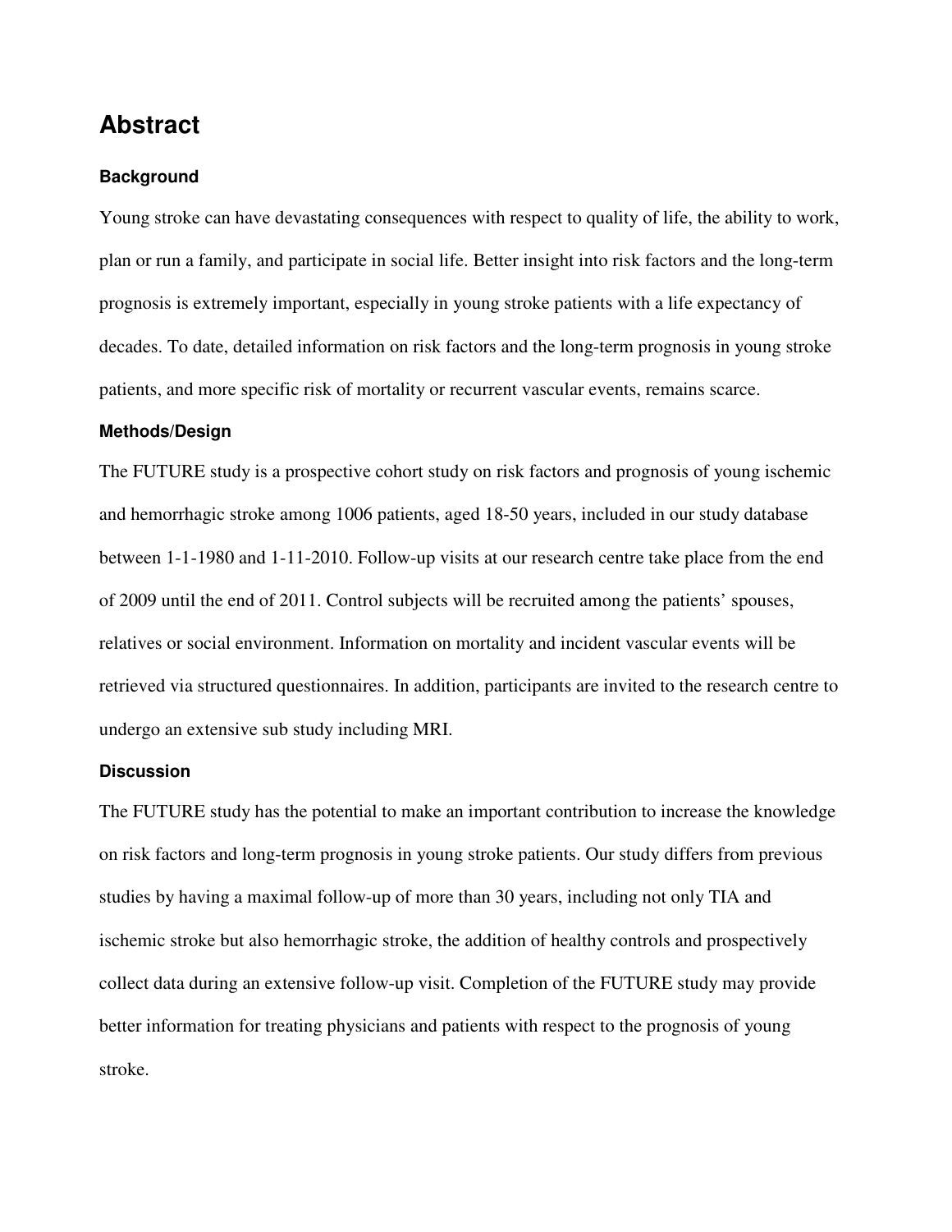## Abstract

### Background

Young stroke can have devastating consequences with respect to quality of life, the ability to work, plan or run a family, and participate in social life. Better insight into risk factors and the long-term prognosis is extremely important, especially in young stroke patients with a life expectancy of decades. To date, detailed information on risk factors and the long-term prognosis in young stroke patients, and more specific risk of mortality or recurrent vascular events, remains scarce.

### Methods/Design

The FUTURE study is a prospective cohort study on risk factors and prognosis of young ischemic and hemorrhagic stroke among 1006 patients, aged 18-50 years, included in our study database between 1-1-1980 and 1-11-2010. Follow-up visits at our research centre take place from the end of 2009 until the end of 2011. Control subjects will be recruited among the patients' spouses, relatives or social environment. Information on mortality and incident vascular events will be retrieved via structured questionnaires. In addition, participants are invited to the research centre to undergo an extensive sub study including MRI.

### Discussion

The FUTURE study has the potential to make an important contribution to increase the knowledge on risk factors and long-term prognosis in young stroke patients. Our study differs from previous studies by having a maximal follow-up of more than 30 years, including not only TIA and ischemic stroke but also hemorrhagic stroke, the addition of healthy controls and prospectively collect data during an extensive follow-up visit. Completion of the FUTURE study may provide better information for treating physicians and patients with respect to the prognosis of young stroke.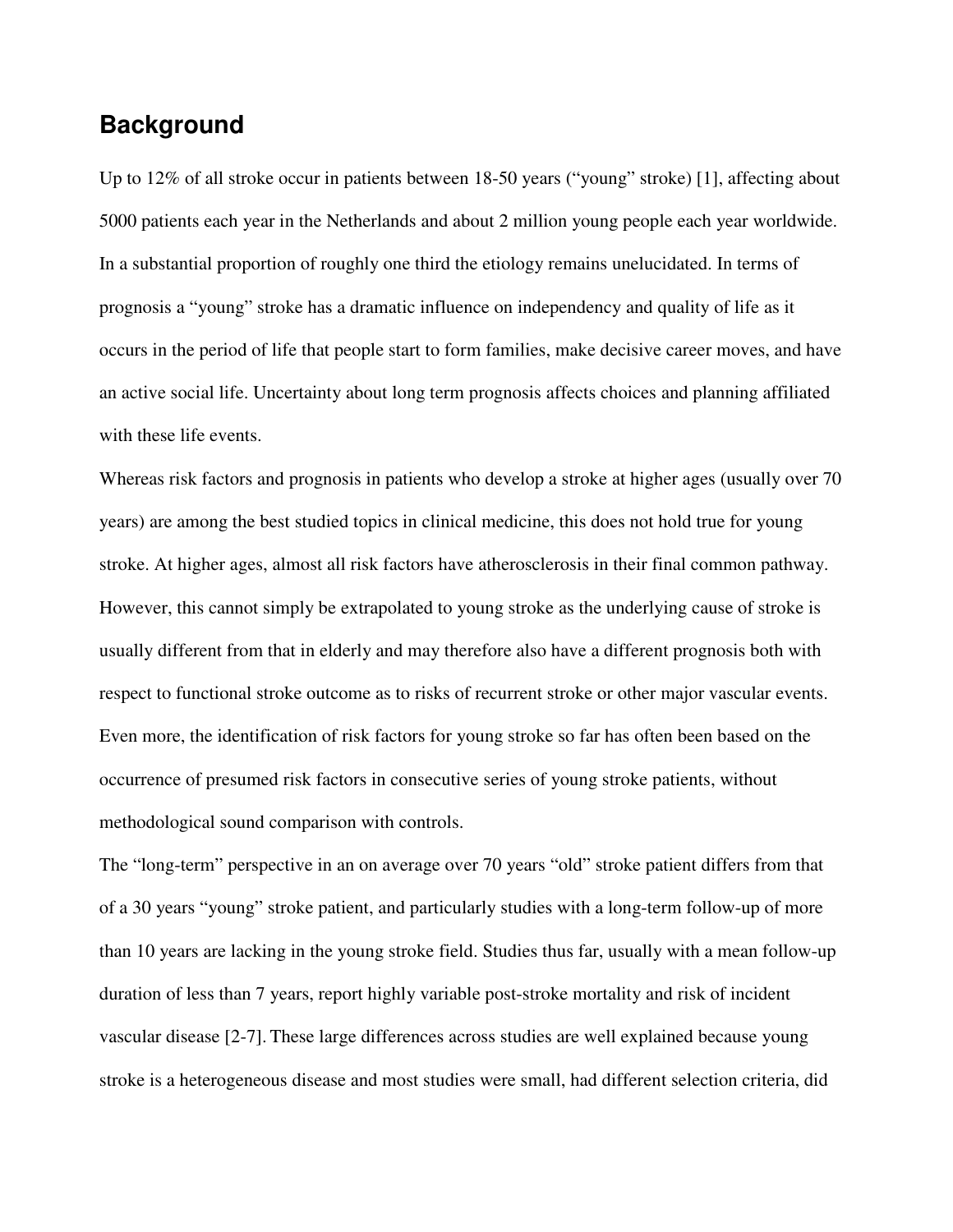## Background

Up to 12% of all stroke occur in patients between 18-50 years ("young" stroke) [1], affecting about 5000 patients each year in the Netherlands and about 2 million young people each year worldwide. In a substantial proportion of roughly one third the etiology remains unelucidated. In terms of prognosis a "young" stroke has a dramatic influence on independency and quality of life as it occurs in the period of life that people start to form families, make decisive career moves, and have an active social life. Uncertainty about long term prognosis affects choices and planning affiliated with these life events.

Whereas risk factors and prognosis in patients who develop a stroke at higher ages (usually over 70 years) are among the best studied topics in clinical medicine, this does not hold true for young stroke. At higher ages, almost all risk factors have atherosclerosis in their final common pathway. However, this cannot simply be extrapolated to young stroke as the underlying cause of stroke is usually different from that in elderly and may therefore also have a different prognosis both with respect to functional stroke outcome as to risks of recurrent stroke or other major vascular events. Even more, the identification of risk factors for young stroke so far has often been based on the occurrence of presumed risk factors in consecutive series of young stroke patients, without methodological sound comparison with controls.

The "long-term" perspective in an on average over 70 years "old" stroke patient differs from that of a 30 years "young" stroke patient, and particularly studies with a long-term follow-up of more than 10 years are lacking in the young stroke field. Studies thus far, usually with a mean follow-up duration of less than 7 years, report highly variable post-stroke mortality and risk of incident vascular disease [2-7]. These large differences across studies are well explained because young stroke is a heterogeneous disease and most studies were small, had different selection criteria, did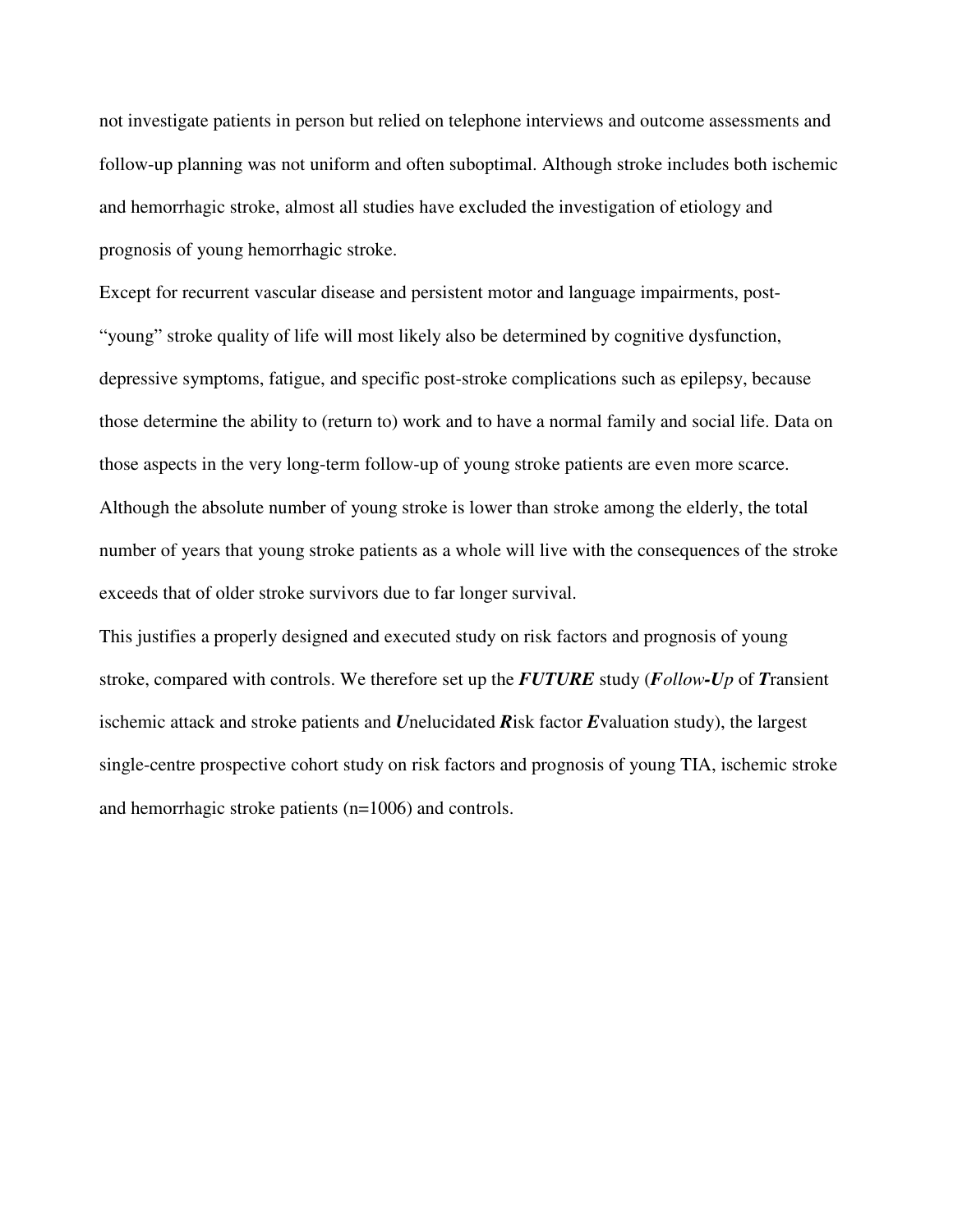not investigate patients in person but relied on telephone interviews and outcome assessments and follow-up planning was not uniform and often suboptimal. Although stroke includes both ischemic and hemorrhagic stroke, almost all studies have excluded the investigation of etiology and prognosis of young hemorrhagic stroke.

Except for recurrent vascular disease and persistent motor and language impairments, post-"young" stroke quality of life will most likely also be determined by cognitive dysfunction, depressive symptoms, fatigue, and specific post-stroke complications such as epilepsy, because those determine the ability to (return to) work and to have a normal family and social life. Data on those aspects in the very long-term follow-up of young stroke patients are even more scarce. Although the absolute number of young stroke is lower than stroke among the elderly, the total number of years that young stroke patients as a whole will live with the consequences of the stroke exceeds that of older stroke survivors due to far longer survival.

This justifies a properly designed and executed study on risk factors and prognosis of young stroke, compared with controls. We therefore set up the ***FUTURE*** study (***F****ollow-****U****p* of ***T***ransient ischemic attack and stroke patients and ***U***nelucidated ***R***isk factor ***E***valuation study), the largest single-centre prospective cohort study on risk factors and prognosis of young TIA, ischemic stroke and hemorrhagic stroke patients (n=1006) and controls.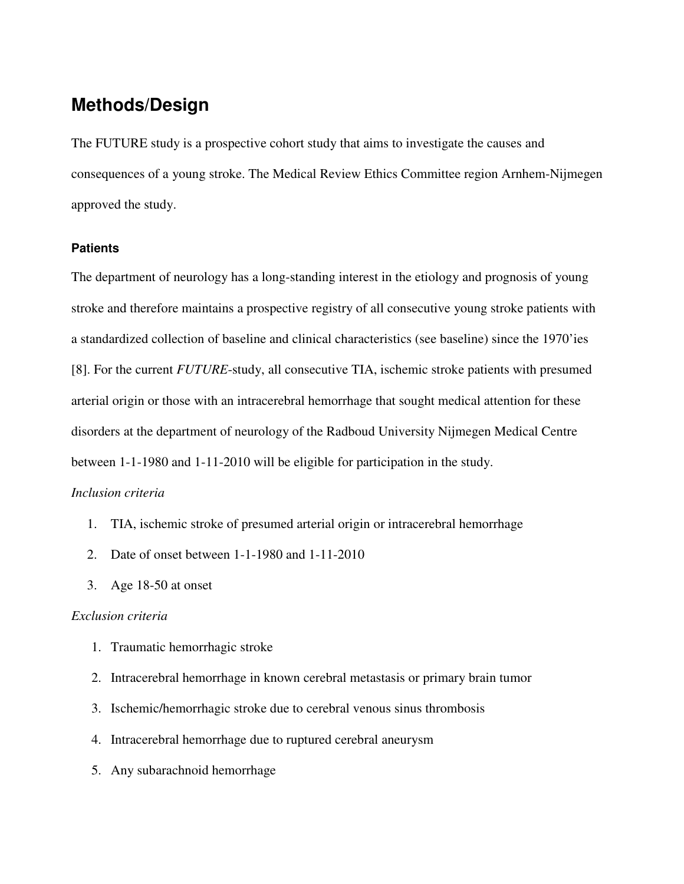## Methods/Design

The FUTURE study is a prospective cohort study that aims to investigate the causes and consequences of a young stroke. The Medical Review Ethics Committee region Arnhem-Nijmegen approved the study.

### Patients

The department of neurology has a long-standing interest in the etiology and prognosis of young stroke and therefore maintains a prospective registry of all consecutive young stroke patients with a standardized collection of baseline and clinical characteristics (see baseline) since the 1970'ies [8]. For the current *FUTURE*-study, all consecutive TIA, ischemic stroke patients with presumed arterial origin or those with an intracerebral hemorrhage that sought medical attention for these disorders at the department of neurology of the Radboud University Nijmegen Medical Centre between 1-1-1980 and 1-11-2010 will be eligible for participation in the study.

*Inclusion criteria*

1. TIA, ischemic stroke of presumed arterial origin or intracerebral hemorrhage
2. Date of onset between 1-1-1980 and 1-11-2010
3. Age 18-50 at onset

*Exclusion criteria*

1. Traumatic hemorrhagic stroke
2. Intracerebral hemorrhage in known cerebral metastasis or primary brain tumor
3. Ischemic/hemorrhagic stroke due to cerebral venous sinus thrombosis
4. Intracerebral hemorrhage due to ruptured cerebral aneurysm
5. Any subarachnoid hemorrhage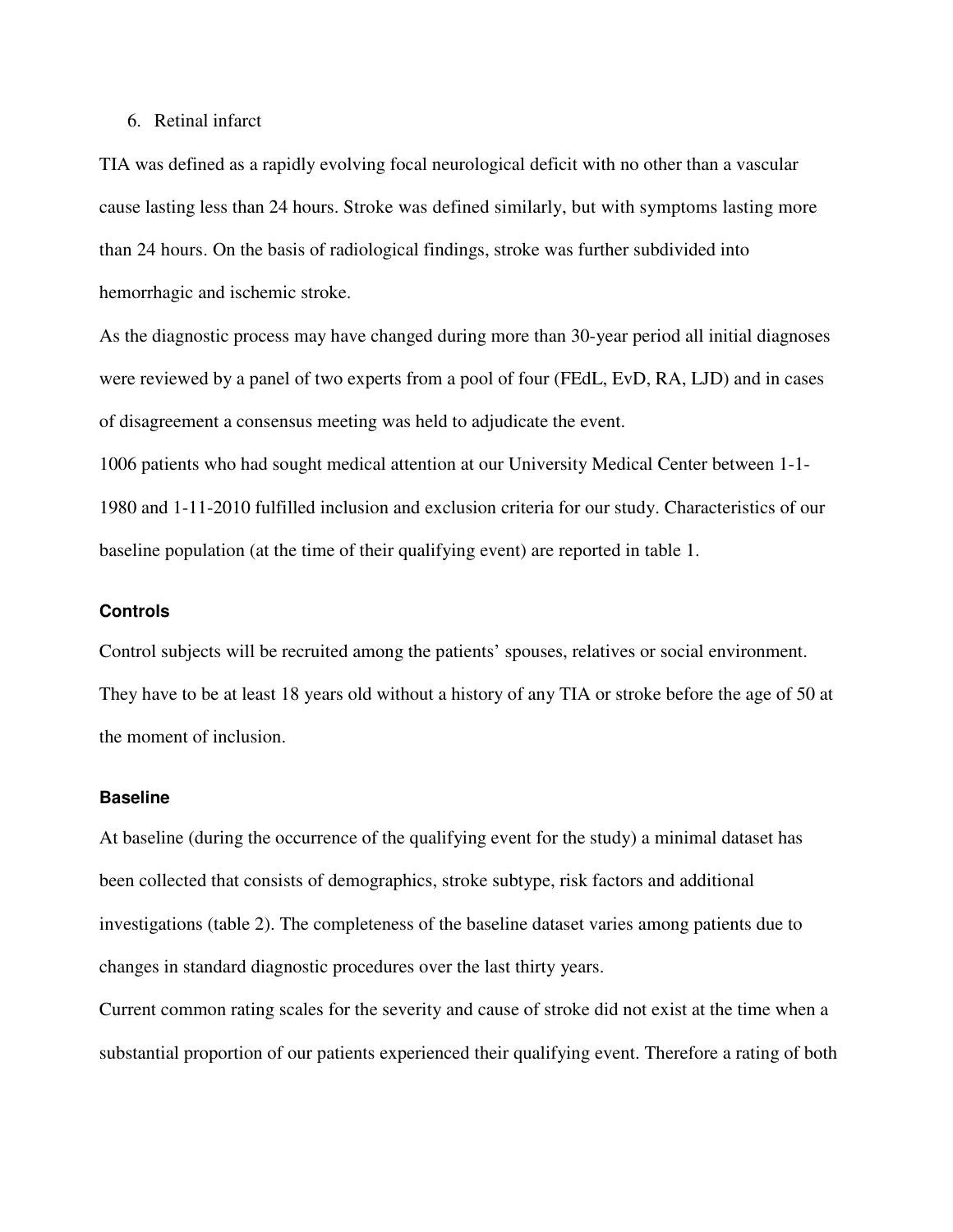6. Retinal infarct

TIA was defined as a rapidly evolving focal neurological deficit with no other than a vascular cause lasting less than 24 hours. Stroke was defined similarly, but with symptoms lasting more than 24 hours. On the basis of radiological findings, stroke was further subdivided into hemorrhagic and ischemic stroke.

As the diagnostic process may have changed during more than 30-year period all initial diagnoses were reviewed by a panel of two experts from a pool of four (FEdL, EvD, RA, LJD) and in cases of disagreement a consensus meeting was held to adjudicate the event.

1006 patients who had sought medical attention at our University Medical Center between 1-1-1980 and 1-11-2010 fulfilled inclusion and exclusion criteria for our study. Characteristics of our baseline population (at the time of their qualifying event) are reported in table 1.

### Controls

Control subjects will be recruited among the patients' spouses, relatives or social environment. They have to be at least 18 years old without a history of any TIA or stroke before the age of 50 at the moment of inclusion.

### Baseline

At baseline (during the occurrence of the qualifying event for the study) a minimal dataset has been collected that consists of demographics, stroke subtype, risk factors and additional investigations (table 2). The completeness of the baseline dataset varies among patients due to changes in standard diagnostic procedures over the last thirty years.

Current common rating scales for the severity and cause of stroke did not exist at the time when a substantial proportion of our patients experienced their qualifying event. Therefore a rating of both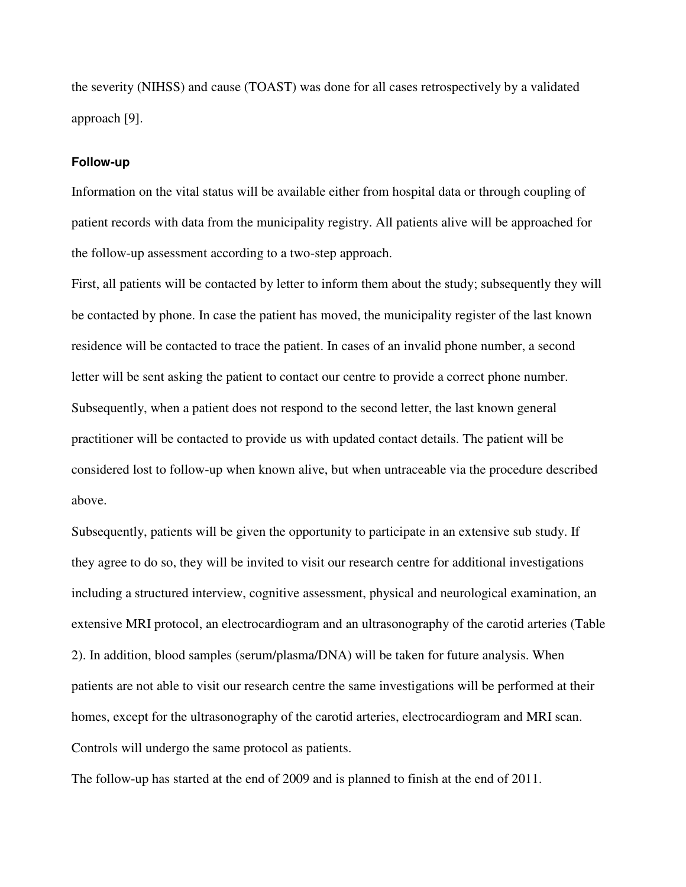the severity (NIHSS) and cause (TOAST) was done for all cases retrospectively by a validated approach [9].

### Follow-up

Information on the vital status will be available either from hospital data or through coupling of patient records with data from the municipality registry. All patients alive will be approached for the follow-up assessment according to a two-step approach.

First, all patients will be contacted by letter to inform them about the study; subsequently they will be contacted by phone. In case the patient has moved, the municipality register of the last known residence will be contacted to trace the patient. In cases of an invalid phone number, a second letter will be sent asking the patient to contact our centre to provide a correct phone number. Subsequently, when a patient does not respond to the second letter, the last known general practitioner will be contacted to provide us with updated contact details. The patient will be considered lost to follow-up when known alive, but when untraceable via the procedure described above.

Subsequently, patients will be given the opportunity to participate in an extensive sub study. If they agree to do so, they will be invited to visit our research centre for additional investigations including a structured interview, cognitive assessment, physical and neurological examination, an extensive MRI protocol, an electrocardiogram and an ultrasonography of the carotid arteries (Table 2). In addition, blood samples (serum/plasma/DNA) will be taken for future analysis. When patients are not able to visit our research centre the same investigations will be performed at their homes, except for the ultrasonography of the carotid arteries, electrocardiogram and MRI scan. Controls will undergo the same protocol as patients.

The follow-up has started at the end of 2009 and is planned to finish at the end of 2011.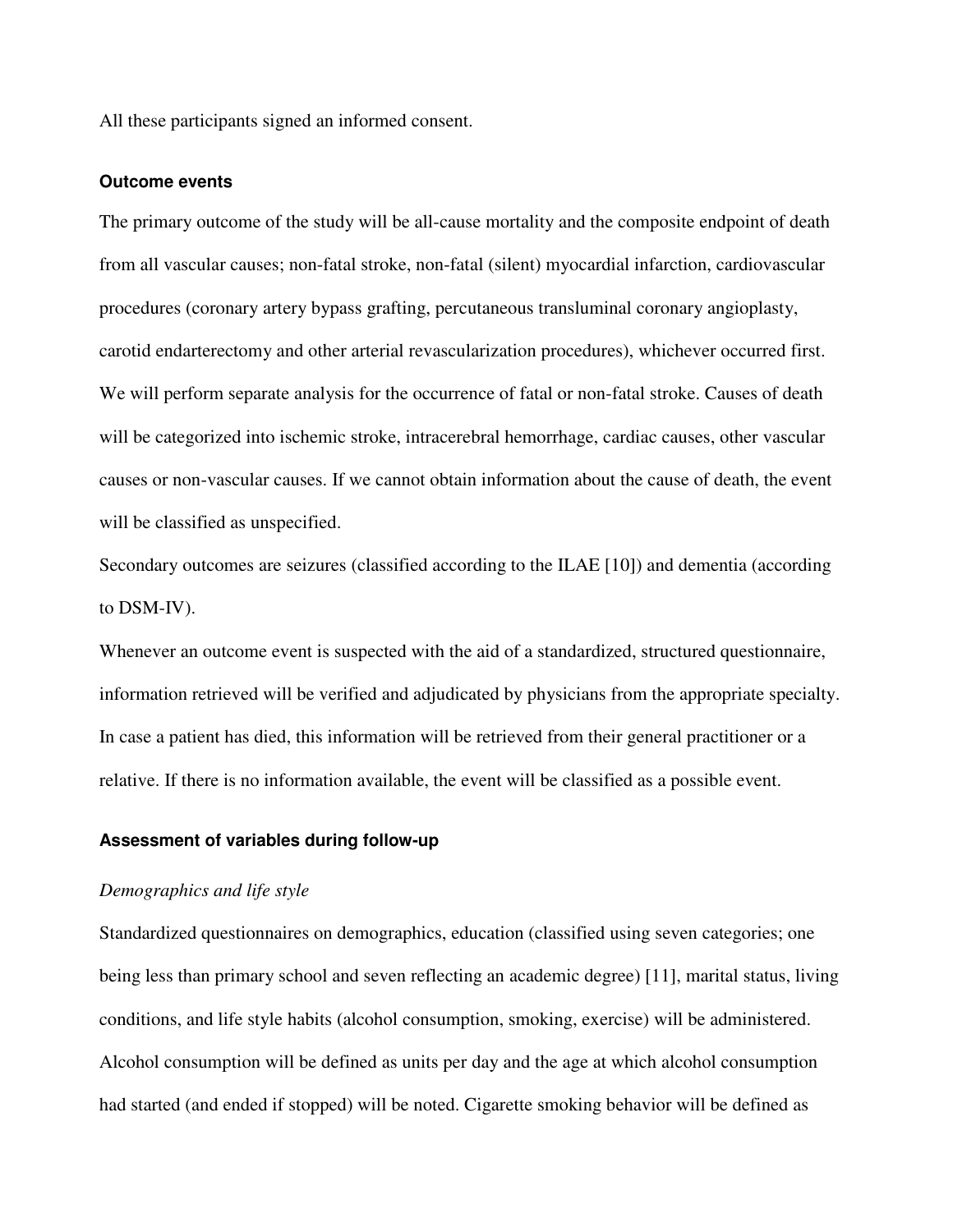All these participants signed an informed consent.

### Outcome events

The primary outcome of the study will be all-cause mortality and the composite endpoint of death from all vascular causes; non-fatal stroke, non-fatal (silent) myocardial infarction, cardiovascular procedures (coronary artery bypass grafting, percutaneous transluminal coronary angioplasty, carotid endarterectomy and other arterial revascularization procedures), whichever occurred first. We will perform separate analysis for the occurrence of fatal or non-fatal stroke. Causes of death will be categorized into ischemic stroke, intracerebral hemorrhage, cardiac causes, other vascular causes or non-vascular causes. If we cannot obtain information about the cause of death, the event will be classified as unspecified.

Secondary outcomes are seizures (classified according to the ILAE [10]) and dementia (according to DSM-IV).

Whenever an outcome event is suspected with the aid of a standardized, structured questionnaire, information retrieved will be verified and adjudicated by physicians from the appropriate specialty. In case a patient has died, this information will be retrieved from their general practitioner or a relative. If there is no information available, the event will be classified as a possible event.

### Assessment of variables during follow-up

*Demographics and life style*

Standardized questionnaires on demographics, education (classified using seven categories; one being less than primary school and seven reflecting an academic degree) [11], marital status, living conditions, and life style habits (alcohol consumption, smoking, exercise) will be administered. Alcohol consumption will be defined as units per day and the age at which alcohol consumption had started (and ended if stopped) will be noted. Cigarette smoking behavior will be defined as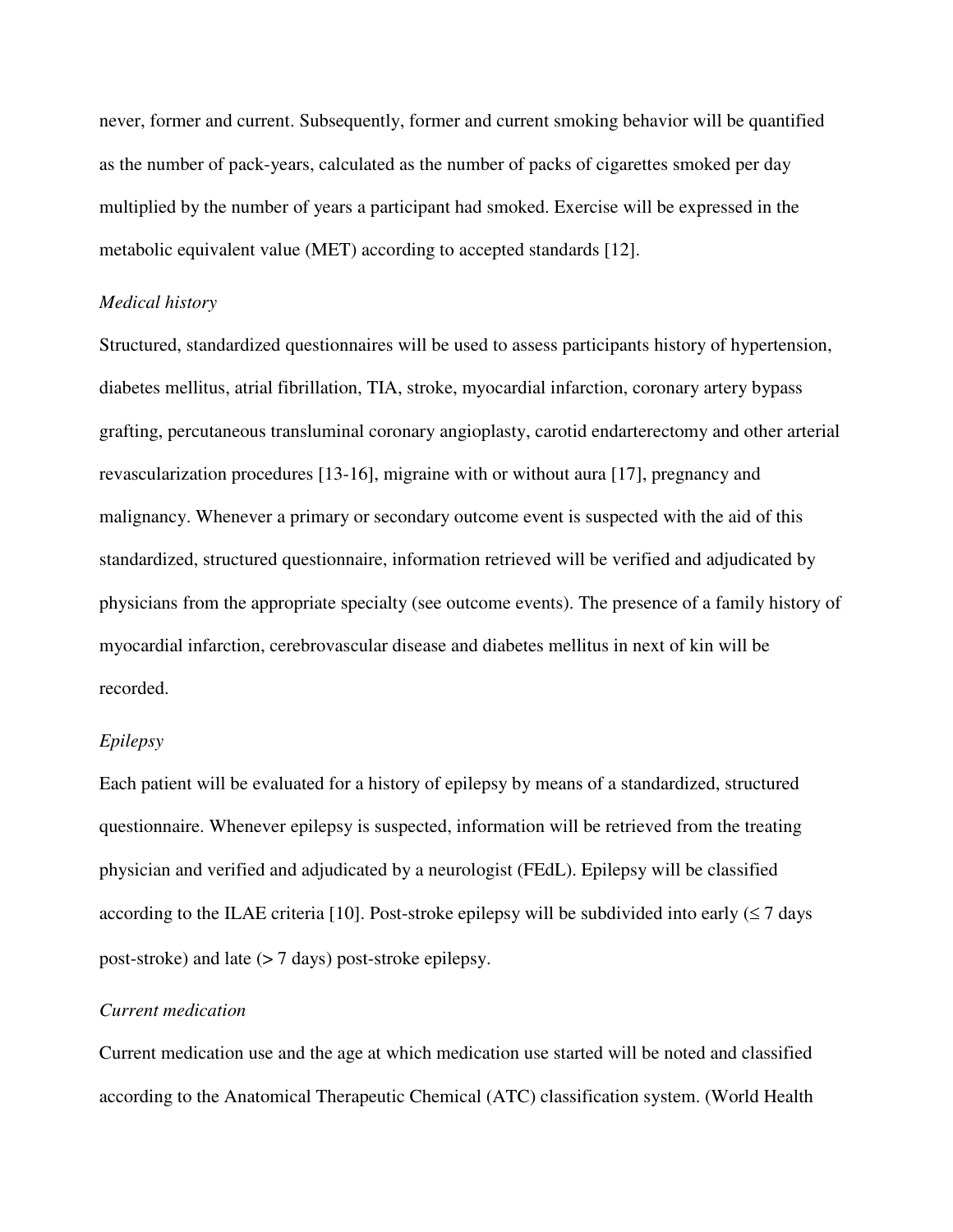never, former and current. Subsequently, former and current smoking behavior will be quantified as the number of pack-years, calculated as the number of packs of cigarettes smoked per day multiplied by the number of years a participant had smoked. Exercise will be expressed in the metabolic equivalent value (MET) according to accepted standards [12].

*Medical history*

Structured, standardized questionnaires will be used to assess participants history of hypertension, diabetes mellitus, atrial fibrillation, TIA, stroke, myocardial infarction, coronary artery bypass grafting, percutaneous transluminal coronary angioplasty, carotid endarterectomy and other arterial revascularization procedures [13-16], migraine with or without aura [17], pregnancy and malignancy. Whenever a primary or secondary outcome event is suspected with the aid of this standardized, structured questionnaire, information retrieved will be verified and adjudicated by physicians from the appropriate specialty (see outcome events). The presence of a family history of myocardial infarction, cerebrovascular disease and diabetes mellitus in next of kin will be recorded.

*Epilepsy*

Each patient will be evaluated for a history of epilepsy by means of a standardized, structured questionnaire. Whenever epilepsy is suspected, information will be retrieved from the treating physician and verified and adjudicated by a neurologist (FEdL). Epilepsy will be classified according to the ILAE criteria [10]. Post-stroke epilepsy will be subdivided into early ($\leq$ 7 days post-stroke) and late (> 7 days) post-stroke epilepsy.

*Current medication*

Current medication use and the age at which medication use started will be noted and classified according to the Anatomical Therapeutic Chemical (ATC) classification system. (World Health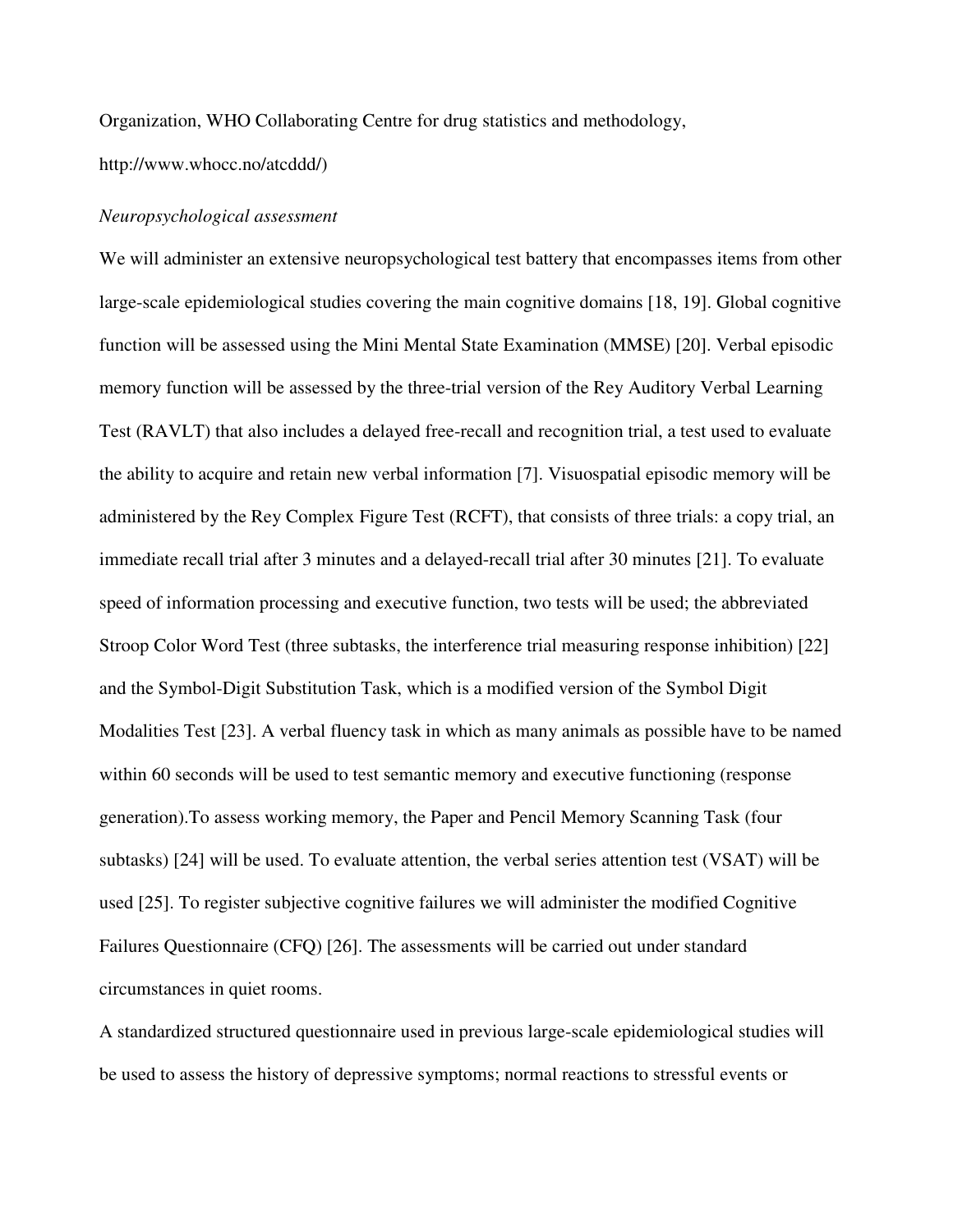Organization, WHO Collaborating Centre for drug statistics and methodology, http://www.whocc.no/atcddd/)

*Neuropsychological assessment*

We will administer an extensive neuropsychological test battery that encompasses items from other large-scale epidemiological studies covering the main cognitive domains [18, 19]. Global cognitive function will be assessed using the Mini Mental State Examination (MMSE) [20]. Verbal episodic memory function will be assessed by the three-trial version of the Rey Auditory Verbal Learning Test (RAVLT) that also includes a delayed free-recall and recognition trial, a test used to evaluate the ability to acquire and retain new verbal information [7]. Visuospatial episodic memory will be administered by the Rey Complex Figure Test (RCFT), that consists of three trials: a copy trial, an immediate recall trial after 3 minutes and a delayed-recall trial after 30 minutes [21]. To evaluate speed of information processing and executive function, two tests will be used; the abbreviated Stroop Color Word Test (three subtasks, the interference trial measuring response inhibition) [22] and the Symbol-Digit Substitution Task, which is a modified version of the Symbol Digit Modalities Test [23]. A verbal fluency task in which as many animals as possible have to be named within 60 seconds will be used to test semantic memory and executive functioning (response generation).To assess working memory, the Paper and Pencil Memory Scanning Task (four subtasks) [24] will be used. To evaluate attention, the verbal series attention test (VSAT) will be used [25]. To register subjective cognitive failures we will administer the modified Cognitive Failures Questionnaire (CFQ) [26]. The assessments will be carried out under standard circumstances in quiet rooms.

A standardized structured questionnaire used in previous large-scale epidemiological studies will be used to assess the history of depressive symptoms; normal reactions to stressful events or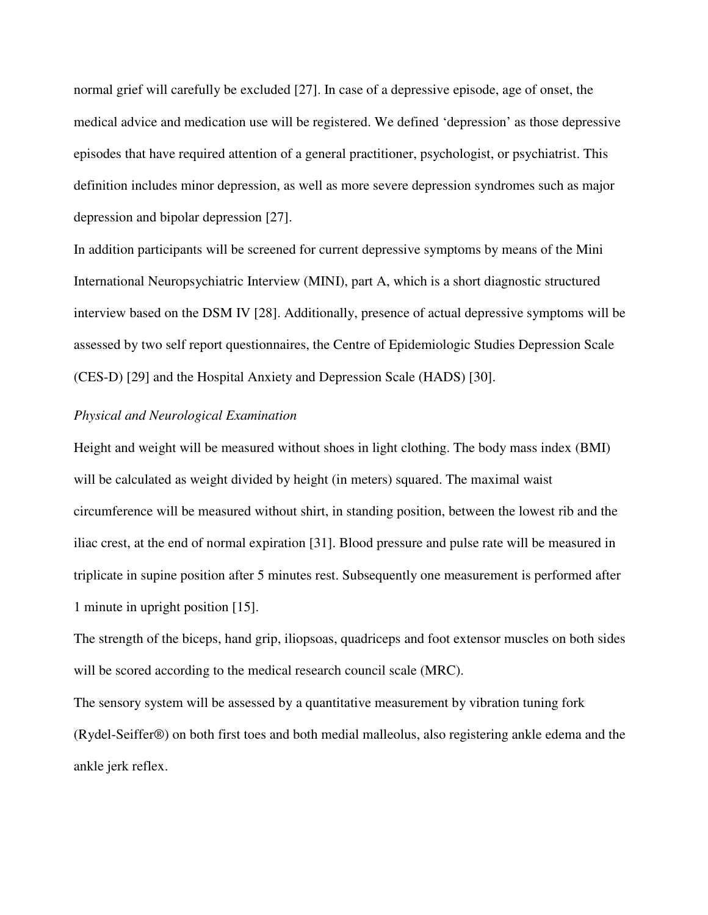normal grief will carefully be excluded [27]. In case of a depressive episode, age of onset, the medical advice and medication use will be registered. We defined 'depression' as those depressive episodes that have required attention of a general practitioner, psychologist, or psychiatrist. This definition includes minor depression, as well as more severe depression syndromes such as major depression and bipolar depression [27].

In addition participants will be screened for current depressive symptoms by means of the Mini International Neuropsychiatric Interview (MINI), part A, which is a short diagnostic structured interview based on the DSM IV [28]. Additionally, presence of actual depressive symptoms will be assessed by two self report questionnaires, the Centre of Epidemiologic Studies Depression Scale (CES-D) [29] and the Hospital Anxiety and Depression Scale (HADS) [30].

*Physical and Neurological Examination*

Height and weight will be measured without shoes in light clothing. The body mass index (BMI) will be calculated as weight divided by height (in meters) squared. The maximal waist circumference will be measured without shirt, in standing position, between the lowest rib and the iliac crest, at the end of normal expiration [31]. Blood pressure and pulse rate will be measured in triplicate in supine position after 5 minutes rest. Subsequently one measurement is performed after 1 minute in upright position [15].

The strength of the biceps, hand grip, iliopsoas, quadriceps and foot extensor muscles on both sides will be scored according to the medical research council scale (MRC).

The sensory system will be assessed by a quantitative measurement by vibration tuning fork (Rydel-Seiffer®) on both first toes and both medial malleolus, also registering ankle edema and the ankle jerk reflex.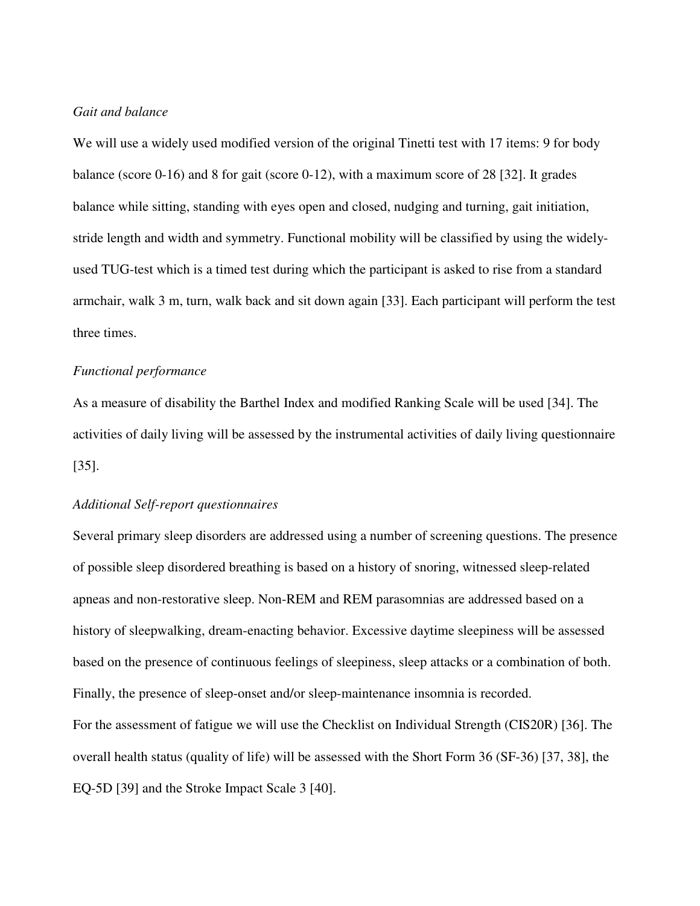*Gait and balance*

We will use a widely used modified version of the original Tinetti test with 17 items: 9 for body balance (score 0-16) and 8 for gait (score 0-12), with a maximum score of 28 [32]. It grades balance while sitting, standing with eyes open and closed, nudging and turning, gait initiation, stride length and width and symmetry. Functional mobility will be classified by using the widely-used TUG-test which is a timed test during which the participant is asked to rise from a standard armchair, walk 3 m, turn, walk back and sit down again [33]. Each participant will perform the test three times.

*Functional performance*

As a measure of disability the Barthel Index and modified Ranking Scale will be used [34]. The activities of daily living will be assessed by the instrumental activities of daily living questionnaire [35].

*Additional Self-report questionnaires*

Several primary sleep disorders are addressed using a number of screening questions. The presence of possible sleep disordered breathing is based on a history of snoring, witnessed sleep-related apneas and non-restorative sleep. Non-REM and REM parasomnias are addressed based on a history of sleepwalking, dream-enacting behavior. Excessive daytime sleepiness will be assessed based on the presence of continuous feelings of sleepiness, sleep attacks or a combination of both. Finally, the presence of sleep-onset and/or sleep-maintenance insomnia is recorded.

For the assessment of fatigue we will use the Checklist on Individual Strength (CIS20R) [36]. The overall health status (quality of life) will be assessed with the Short Form 36 (SF-36) [37, 38], the EQ-5D [39] and the Stroke Impact Scale 3 [40].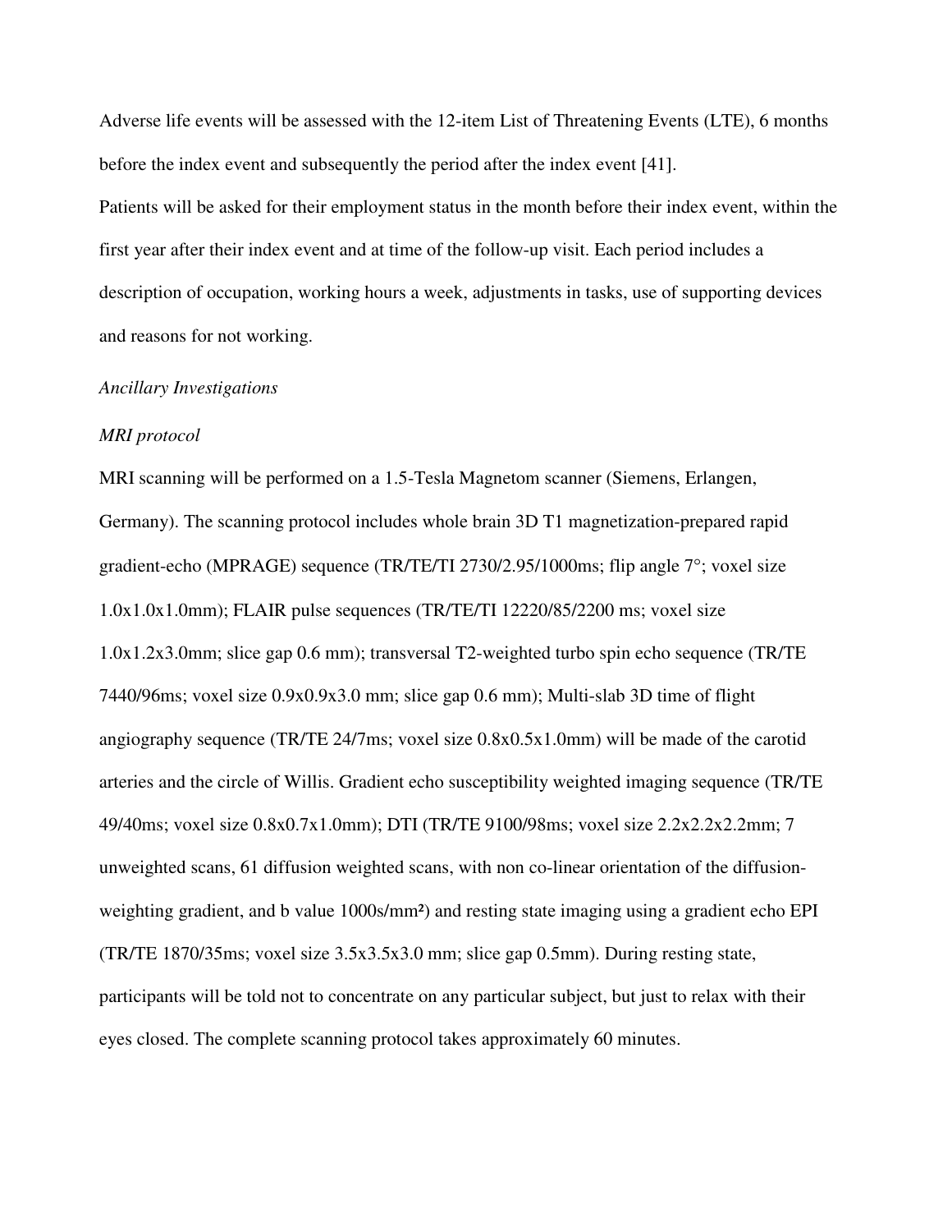Adverse life events will be assessed with the 12-item List of Threatening Events (LTE), 6 months before the index event and subsequently the period after the index event [41].

Patients will be asked for their employment status in the month before their index event, within the first year after their index event and at time of the follow-up visit. Each period includes a description of occupation, working hours a week, adjustments in tasks, use of supporting devices and reasons for not working.

*Ancillary Investigations*

*MRI protocol*

MRI scanning will be performed on a 1.5-Tesla Magnetom scanner (Siemens, Erlangen, Germany). The scanning protocol includes whole brain 3D T1 magnetization-prepared rapid gradient-echo (MPRAGE) sequence (TR/TE/TI 2730/2.95/1000ms; flip angle 7°; voxel size 1.0x1.0x1.0mm); FLAIR pulse sequences (TR/TE/TI 12220/85/2200 ms; voxel size 1.0x1.2x3.0mm; slice gap 0.6 mm); transversal T2-weighted turbo spin echo sequence (TR/TE 7440/96ms; voxel size 0.9x0.9x3.0 mm; slice gap 0.6 mm); Multi-slab 3D time of flight angiography sequence (TR/TE 24/7ms; voxel size 0.8x0.5x1.0mm) will be made of the carotid arteries and the circle of Willis. Gradient echo susceptibility weighted imaging sequence (TR/TE 49/40ms; voxel size 0.8x0.7x1.0mm); DTI (TR/TE 9100/98ms; voxel size 2.2x2.2x2.2mm; 7 unweighted scans, 61 diffusion weighted scans, with non co-linear orientation of the diffusion-weighting gradient, and b value 1000s/mm²) and resting state imaging using a gradient echo EPI (TR/TE 1870/35ms; voxel size 3.5x3.5x3.0 mm; slice gap 0.5mm). During resting state, participants will be told not to concentrate on any particular subject, but just to relax with their eyes closed. The complete scanning protocol takes approximately 60 minutes.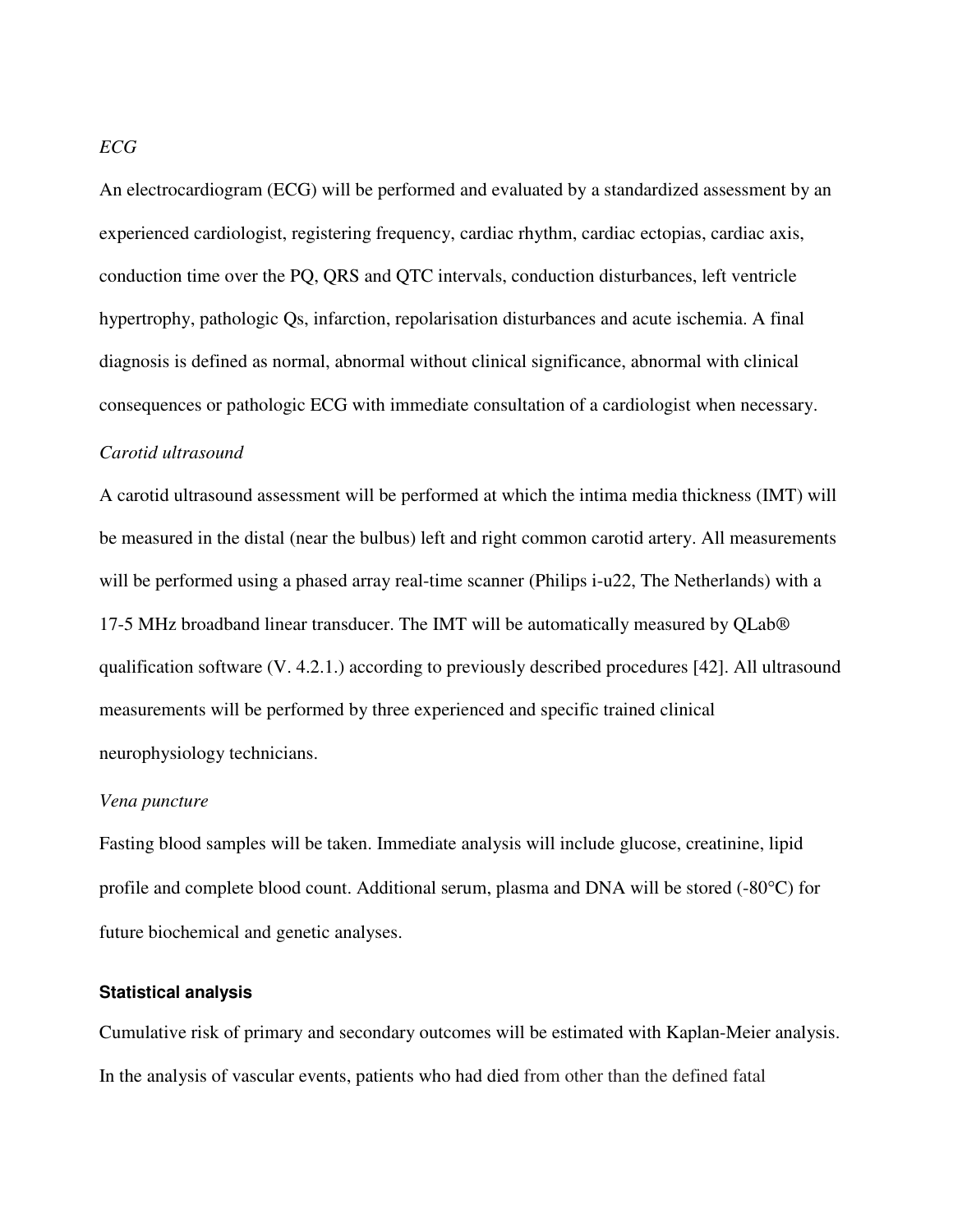*ECG*

An electrocardiogram (ECG) will be performed and evaluated by a standardized assessment by an experienced cardiologist, registering frequency, cardiac rhythm, cardiac ectopias, cardiac axis, conduction time over the PQ, QRS and QTC intervals, conduction disturbances, left ventricle hypertrophy, pathologic Qs, infarction, repolarisation disturbances and acute ischemia. A final diagnosis is defined as normal, abnormal without clinical significance, abnormal with clinical consequences or pathologic ECG with immediate consultation of a cardiologist when necessary.

*Carotid ultrasound*

A carotid ultrasound assessment will be performed at which the intima media thickness (IMT) will be measured in the distal (near the bulbus) left and right common carotid artery. All measurements will be performed using a phased array real-time scanner (Philips i-u22, The Netherlands) with a 17-5 MHz broadband linear transducer. The IMT will be automatically measured by QLab® qualification software (V. 4.2.1.) according to previously described procedures [42]. All ultrasound measurements will be performed by three experienced and specific trained clinical neurophysiology technicians.

*Vena puncture*

Fasting blood samples will be taken. Immediate analysis will include glucose, creatinine, lipid profile and complete blood count. Additional serum, plasma and DNA will be stored (-80°C) for future biochemical and genetic analyses.

### Statistical analysis

Cumulative risk of primary and secondary outcomes will be estimated with Kaplan-Meier analysis. In the analysis of vascular events, patients who had died from other than the defined fatal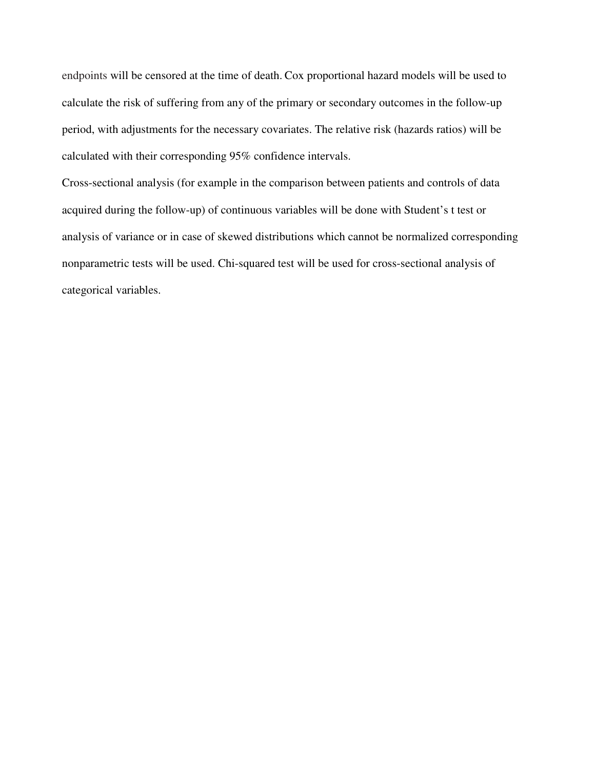endpoints will be censored at the time of death. Cox proportional hazard models will be used to calculate the risk of suffering from any of the primary or secondary outcomes in the follow-up period, with adjustments for the necessary covariates. The relative risk (hazards ratios) will be calculated with their corresponding 95% confidence intervals.

Cross-sectional analysis (for example in the comparison between patients and controls of data acquired during the follow-up) of continuous variables will be done with Student's t test or analysis of variance or in case of skewed distributions which cannot be normalized corresponding nonparametric tests will be used. Chi-squared test will be used for cross-sectional analysis of categorical variables.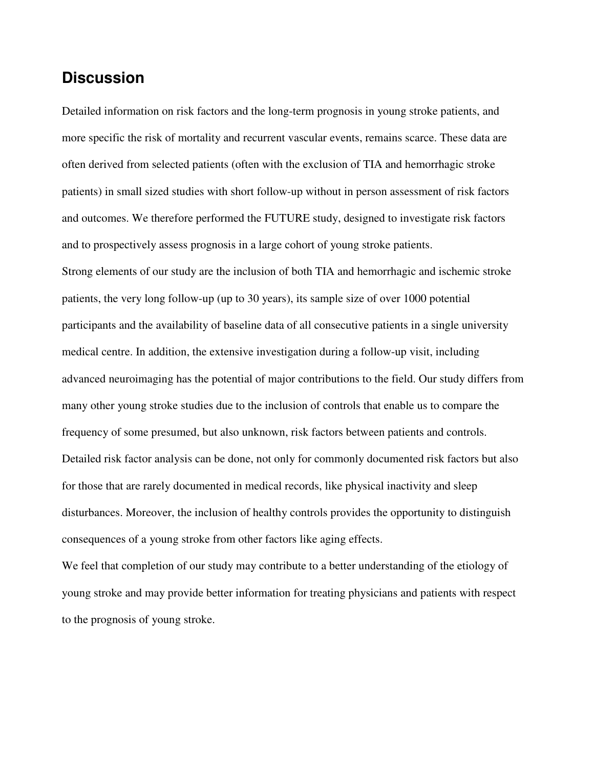## Discussion

Detailed information on risk factors and the long-term prognosis in young stroke patients, and more specific the risk of mortality and recurrent vascular events, remains scarce. These data are often derived from selected patients (often with the exclusion of TIA and hemorrhagic stroke patients) in small sized studies with short follow-up without in person assessment of risk factors and outcomes. We therefore performed the FUTURE study, designed to investigate risk factors and to prospectively assess prognosis in a large cohort of young stroke patients.

Strong elements of our study are the inclusion of both TIA and hemorrhagic and ischemic stroke patients, the very long follow-up (up to 30 years), its sample size of over 1000 potential participants and the availability of baseline data of all consecutive patients in a single university medical centre. In addition, the extensive investigation during a follow-up visit, including advanced neuroimaging has the potential of major contributions to the field. Our study differs from many other young stroke studies due to the inclusion of controls that enable us to compare the frequency of some presumed, but also unknown, risk factors between patients and controls. Detailed risk factor analysis can be done, not only for commonly documented risk factors but also for those that are rarely documented in medical records, like physical inactivity and sleep disturbances. Moreover, the inclusion of healthy controls provides the opportunity to distinguish consequences of a young stroke from other factors like aging effects.

We feel that completion of our study may contribute to a better understanding of the etiology of young stroke and may provide better information for treating physicians and patients with respect to the prognosis of young stroke.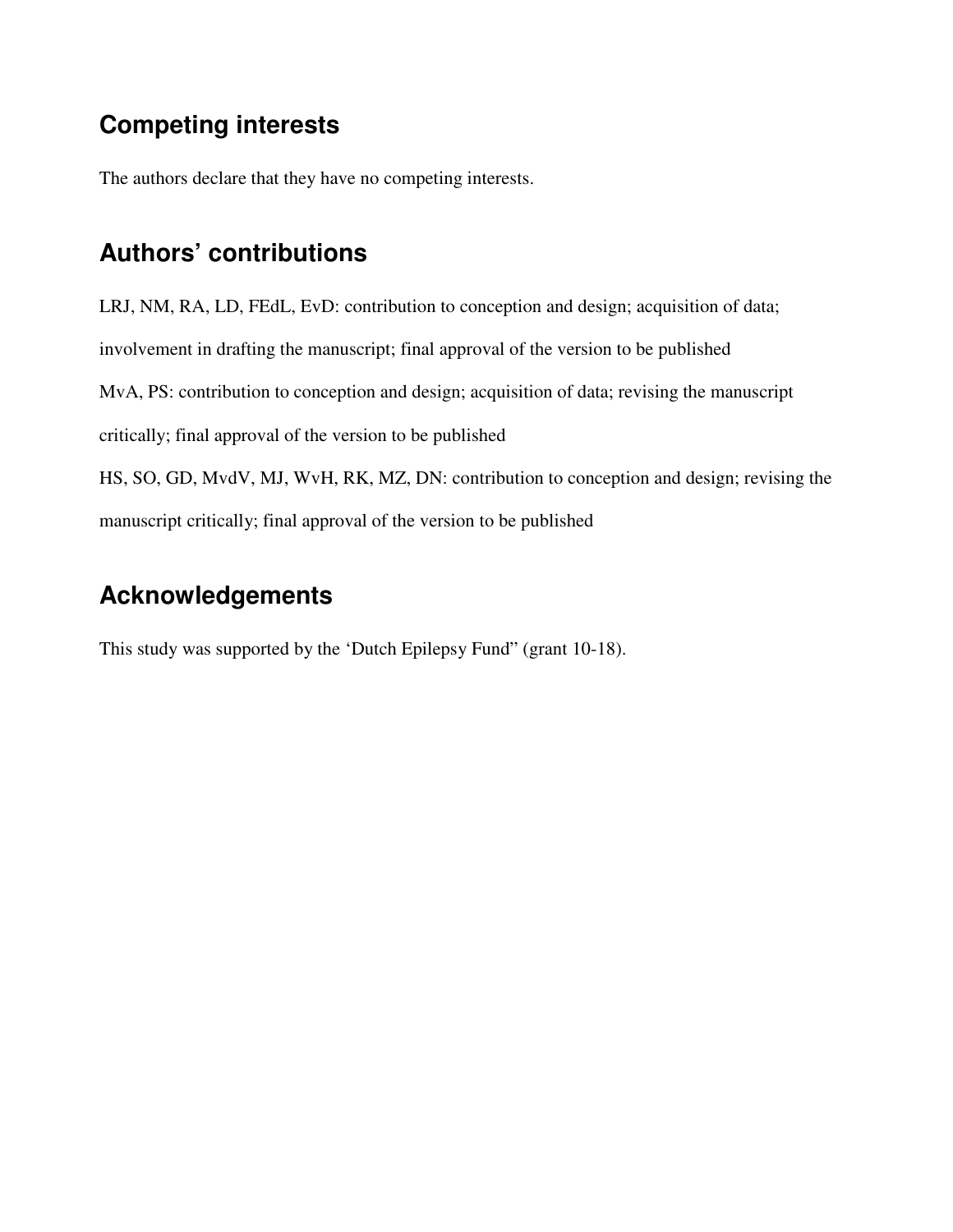## Competing interests

The authors declare that they have no competing interests.

## Authors' contributions

LRJ, NM, RA, LD, FEdL, EvD: contribution to conception and design; acquisition of data; involvement in drafting the manuscript; final approval of the version to be published

MvA, PS: contribution to conception and design; acquisition of data; revising the manuscript critically; final approval of the version to be published

HS, SO, GD, MvdV, MJ, WvH, RK, MZ, DN: contribution to conception and design; revising the manuscript critically; final approval of the version to be published

## Acknowledgements

This study was supported by the 'Dutch Epilepsy Fund" (grant 10-18).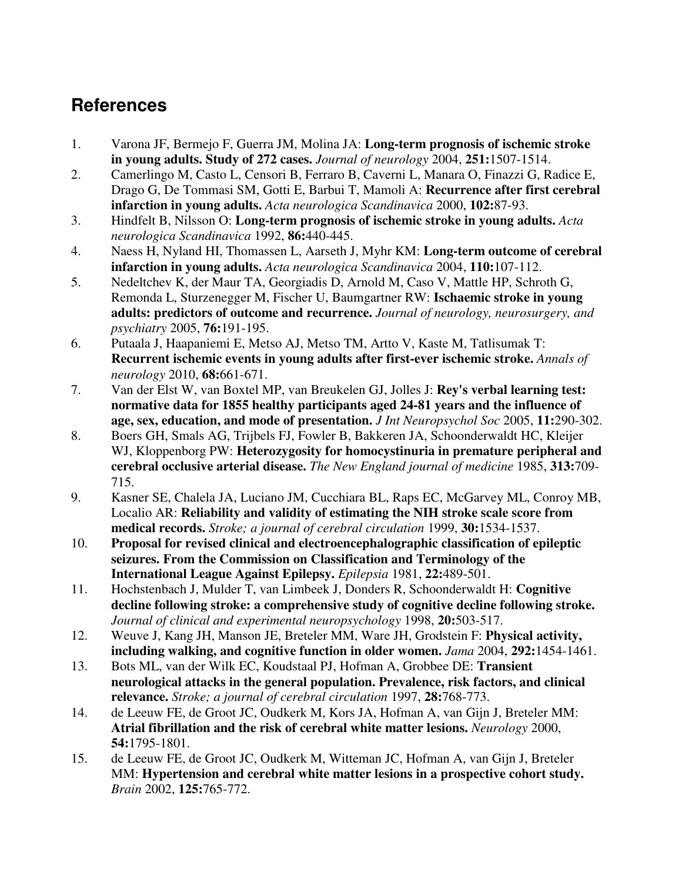## References

1. Varona JF, Bermejo F, Guerra JM, Molina JA: **Long-term prognosis of ischemic stroke in young adults. Study of 272 cases.** *Journal of neurology* 2004, **251:**1507-1514.
2. Camerlingo M, Casto L, Censori B, Ferraro B, Caverni L, Manara O, Finazzi G, Radice E, Drago G, De Tommasi SM, Gotti E, Barbui T, Mamoli A: **Recurrence after first cerebral infarction in young adults.** *Acta neurologica Scandinavica* 2000, **102:**87-93.
3. Hindfelt B, Nilsson O: **Long-term prognosis of ischemic stroke in young adults.** *Acta neurologica Scandinavica* 1992, **86:**440-445.
4. Naess H, Nyland HI, Thomassen L, Aarseth J, Myhr KM: **Long-term outcome of cerebral infarction in young adults.** *Acta neurologica Scandinavica* 2004, **110:**107-112.
5. Nedeltchev K, der Maur TA, Georgiadis D, Arnold M, Caso V, Mattle HP, Schroth G, Remonda L, Sturzenegger M, Fischer U, Baumgartner RW: **Ischaemic stroke in young adults: predictors of outcome and recurrence.** *Journal of neurology, neurosurgery, and psychiatry* 2005, **76:**191-195.
6. Putaala J, Haapaniemi E, Metso AJ, Metso TM, Artto V, Kaste M, Tatlisumak T: **Recurrent ischemic events in young adults after first-ever ischemic stroke.** *Annals of neurology* 2010, **68:**661-671.
7. Van der Elst W, van Boxtel MP, van Breukelen GJ, Jolles J: **Rey's verbal learning test: normative data for 1855 healthy participants aged 24-81 years and the influence of age, sex, education, and mode of presentation.** *J Int Neuropsychol Soc* 2005, **11:**290-302.
8. Boers GH, Smals AG, Trijbels FJ, Fowler B, Bakkeren JA, Schoonderwaldt HC, Kleijer WJ, Kloppenborg PW: **Heterozygosity for homocystinuria in premature peripheral and cerebral occlusive arterial disease.** *The New England journal of medicine* 1985, **313:**709-715.
9. Kasner SE, Chalela JA, Luciano JM, Cucchiara BL, Raps EC, McGarvey ML, Conroy MB, Localio AR: **Reliability and validity of estimating the NIH stroke scale score from medical records.** *Stroke; a journal of cerebral circulation* 1999, **30:**1534-1537.
10. **Proposal for revised clinical and electroencephalographic classification of epileptic seizures. From the Commission on Classification and Terminology of the International League Against Epilepsy.** *Epilepsia* 1981, **22:**489-501.
11. Hochstenbach J, Mulder T, van Limbeek J, Donders R, Schoonderwaldt H: **Cognitive decline following stroke: a comprehensive study of cognitive decline following stroke.** *Journal of clinical and experimental neuropsychology* 1998, **20:**503-517.
12. Weuve J, Kang JH, Manson JE, Breteler MM, Ware JH, Grodstein F: **Physical activity, including walking, and cognitive function in older women.** *Jama* 2004, **292:**1454-1461.
13. Bots ML, van der Wilk EC, Koudstaal PJ, Hofman A, Grobbee DE: **Transient neurological attacks in the general population. Prevalence, risk factors, and clinical relevance.** *Stroke; a journal of cerebral circulation* 1997, **28:**768-773.
14. de Leeuw FE, de Groot JC, Oudkerk M, Kors JA, Hofman A, van Gijn J, Breteler MM: **Atrial fibrillation and the risk of cerebral white matter lesions.** *Neurology* 2000, **54:**1795-1801.
15. de Leeuw FE, de Groot JC, Oudkerk M, Witteman JC, Hofman A, van Gijn J, Breteler MM: **Hypertension and cerebral white matter lesions in a prospective cohort study.** *Brain* 2002, **125:**765-772.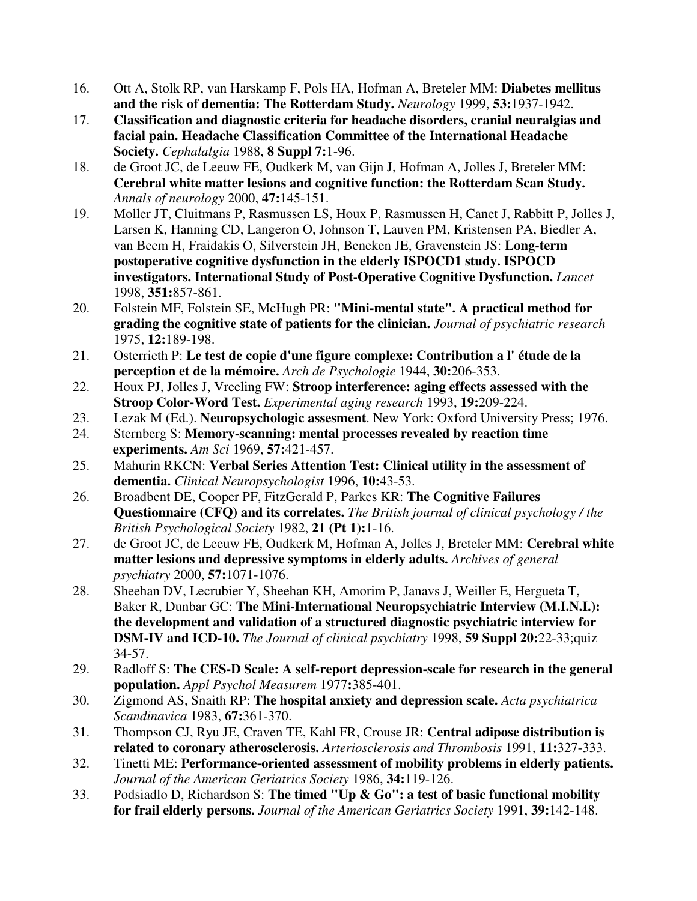16. Ott A, Stolk RP, van Harskamp F, Pols HA, Hofman A, Breteler MM: **Diabetes mellitus and the risk of dementia: The Rotterdam Study.** *Neurology* 1999, **53:**1937-1942.
17. **Classification and diagnostic criteria for headache disorders, cranial neuralgias and facial pain. Headache Classification Committee of the International Headache Society.** *Cephalalgia* 1988, **8 Suppl 7:**1-96.
18. de Groot JC, de Leeuw FE, Oudkerk M, van Gijn J, Hofman A, Jolles J, Breteler MM: **Cerebral white matter lesions and cognitive function: the Rotterdam Scan Study.** *Annals of neurology* 2000, **47:**145-151.
19. Moller JT, Cluitmans P, Rasmussen LS, Houx P, Rasmussen H, Canet J, Rabbitt P, Jolles J, Larsen K, Hanning CD, Langeron O, Johnson T, Lauven PM, Kristensen PA, Biedler A, van Beem H, Fraidakis O, Silverstein JH, Beneken JE, Gravenstein JS: **Long-term postoperative cognitive dysfunction in the elderly ISPOCD1 study. ISPOCD investigators. International Study of Post-Operative Cognitive Dysfunction.** *Lancet* 1998, **351:**857-861.
20. Folstein MF, Folstein SE, McHugh PR: **"Mini-mental state". A practical method for grading the cognitive state of patients for the clinician.** *Journal of psychiatric research* 1975, **12:**189-198.
21. Osterrieth P: **Le test de copie d'une figure complexe: Contribution a l' étude de la perception et de la mémoire.** *Arch de Psychologie* 1944, **30:**206-353.
22. Houx PJ, Jolles J, Vreeling FW: **Stroop interference: aging effects assessed with the Stroop Color-Word Test.** *Experimental aging research* 1993, **19:**209-224.
23. Lezak M (Ed.). **Neuropsychologic assesment**. New York: Oxford University Press; 1976.
24. Sternberg S: **Memory-scanning: mental processes revealed by reaction time experiments.** *Am Sci* 1969, **57:**421-457.
25. Mahurin RKCN: **Verbal Series Attention Test: Clinical utility in the assessment of dementia.** *Clinical Neuropsychologist* 1996, **10:**43-53.
26. Broadbent DE, Cooper PF, FitzGerald P, Parkes KR: **The Cognitive Failures Questionnaire (CFQ) and its correlates.** *The British journal of clinical psychology / the British Psychological Society* 1982, **21 (Pt 1):**1-16.
27. de Groot JC, de Leeuw FE, Oudkerk M, Hofman A, Jolles J, Breteler MM: **Cerebral white matter lesions and depressive symptoms in elderly adults.** *Archives of general psychiatry* 2000, **57:**1071-1076.
28. Sheehan DV, Lecrubier Y, Sheehan KH, Amorim P, Janavs J, Weiller E, Hergueta T, Baker R, Dunbar GC: **The Mini-International Neuropsychiatric Interview (M.I.N.I.): the development and validation of a structured diagnostic psychiatric interview for DSM-IV and ICD-10.** *The Journal of clinical psychiatry* 1998, **59 Suppl 20:**22-33;quiz 34-57.
29. Radloff S: **The CES-D Scale: A self-report depression-scale for research in the general population.** *Appl Psychol Measurem* 1977**:**385-401.
30. Zigmond AS, Snaith RP: **The hospital anxiety and depression scale.** *Acta psychiatrica Scandinavica* 1983, **67:**361-370.
31. Thompson CJ, Ryu JE, Craven TE, Kahl FR, Crouse JR: **Central adipose distribution is related to coronary atherosclerosis.** *Arteriosclerosis and Thrombosis* 1991, **11:**327-333.
32. Tinetti ME: **Performance-oriented assessment of mobility problems in elderly patients.** *Journal of the American Geriatrics Society* 1986, **34:**119-126.
33. Podsiadlo D, Richardson S: **The timed "Up & Go": a test of basic functional mobility for frail elderly persons.** *Journal of the American Geriatrics Society* 1991, **39:**142-148.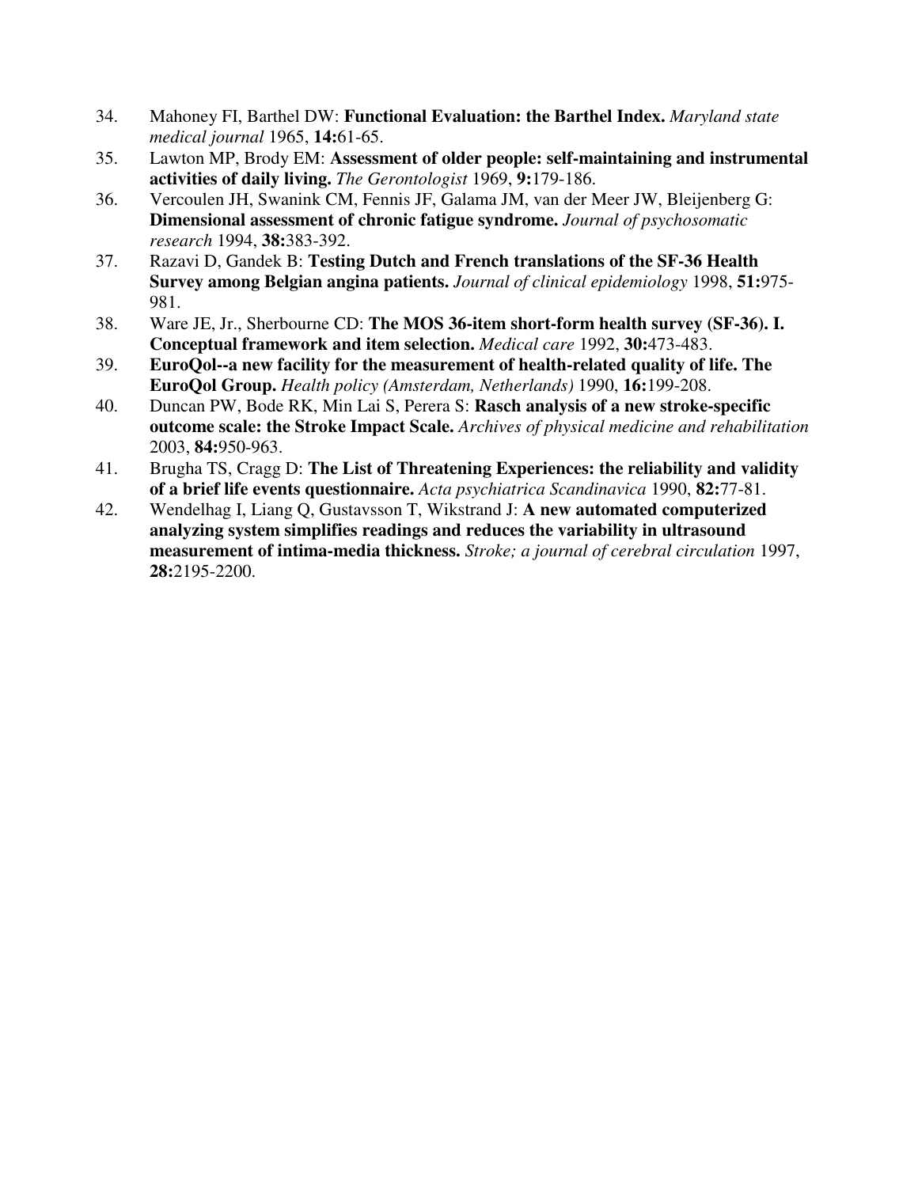34. Mahoney FI, Barthel DW: **Functional Evaluation: the Barthel Index.** *Maryland state medical journal* 1965, **14:**61-65.
35. Lawton MP, Brody EM: **Assessment of older people: self-maintaining and instrumental activities of daily living.** *The Gerontologist* 1969, **9:**179-186.
36. Vercoulen JH, Swanink CM, Fennis JF, Galama JM, van der Meer JW, Bleijenberg G: **Dimensional assessment of chronic fatigue syndrome.** *Journal of psychosomatic research* 1994, **38:**383-392.
37. Razavi D, Gandek B: **Testing Dutch and French translations of the SF-36 Health Survey among Belgian angina patients.** *Journal of clinical epidemiology* 1998, **51:**975-981.
38. Ware JE, Jr., Sherbourne CD: **The MOS 36-item short-form health survey (SF-36). I. Conceptual framework and item selection.** *Medical care* 1992, **30:**473-483.
39. **EuroQol--a new facility for the measurement of health-related quality of life. The EuroQol Group.** *Health policy (Amsterdam, Netherlands)* 1990, **16:**199-208.
40. Duncan PW, Bode RK, Min Lai S, Perera S: **Rasch analysis of a new stroke-specific outcome scale: the Stroke Impact Scale.** *Archives of physical medicine and rehabilitation* 2003, **84:**950-963.
41. Brugha TS, Cragg D: **The List of Threatening Experiences: the reliability and validity of a brief life events questionnaire.** *Acta psychiatrica Scandinavica* 1990, **82:**77-81.
42. Wendelhag I, Liang Q, Gustavsson T, Wikstrand J: **A new automated computerized analyzing system simplifies readings and reduces the variability in ultrasound measurement of intima-media thickness.** *Stroke; a journal of cerebral circulation* 1997, **28:**2195-2200.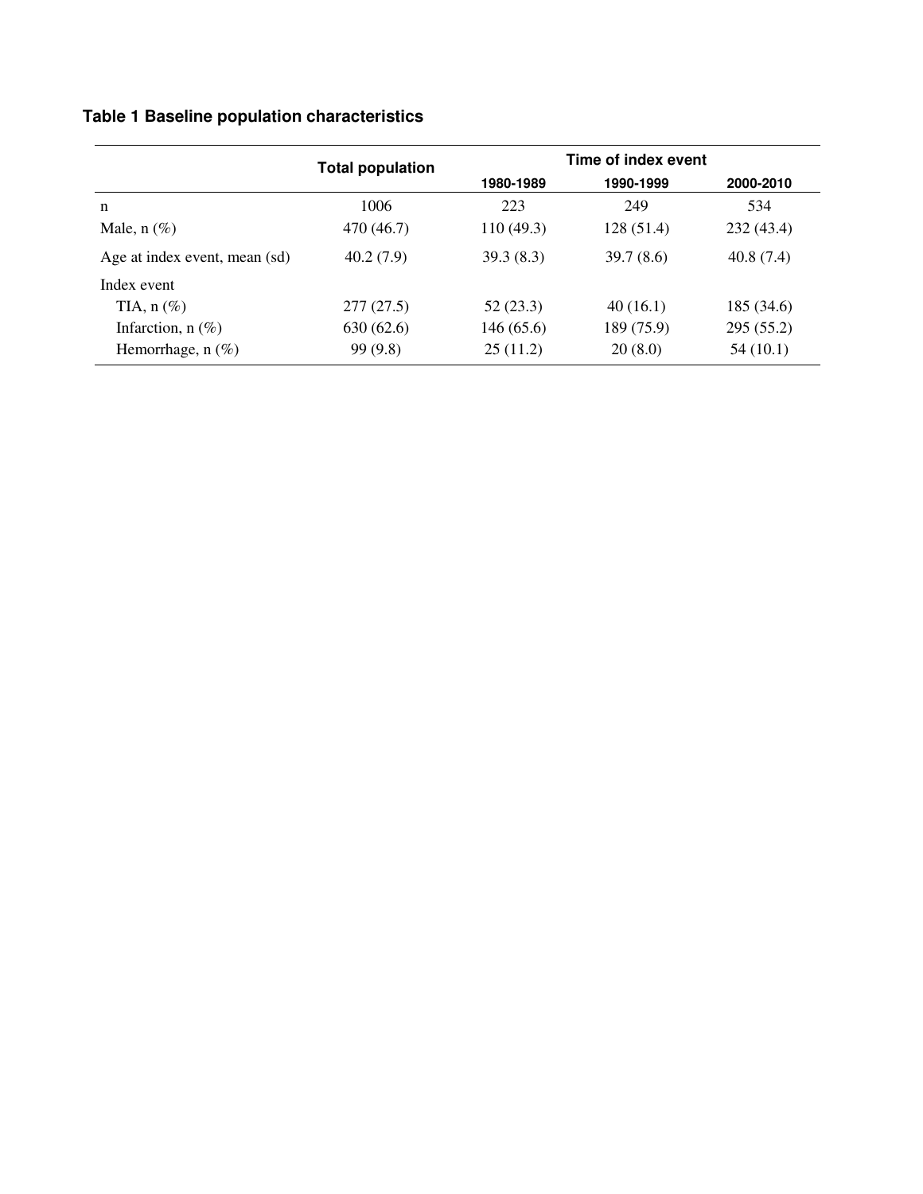**Table 1 Baseline population characteristics**

| | Total population | Time of index event | | |
|---|---|---|---|---|
| | | 1980-1989 | 1990-1999 | 2000-2010 |
| n | 1006 | 223 | 249 | 534 |
| Male, n (%) | 470 (46.7) | 110 (49.3) | 128 (51.4) | 232 (43.4) |
| Age at index event, mean (sd) | 40.2 (7.9) | 39.3 (8.3) | 39.7 (8.6) | 40.8 (7.4) |
| Index event | | | | |
| TIA, n (%) | 277 (27.5) | 52 (23.3) | 40 (16.1) | 185 (34.6) |
| Infarction, n (%) | 630 (62.6) | 146 (65.6) | 189 (75.9) | 295 (55.2) |
| Hemorrhage, n (%) | 99 (9.8) | 25 (11.2) | 20 (8.0) | 54 (10.1) |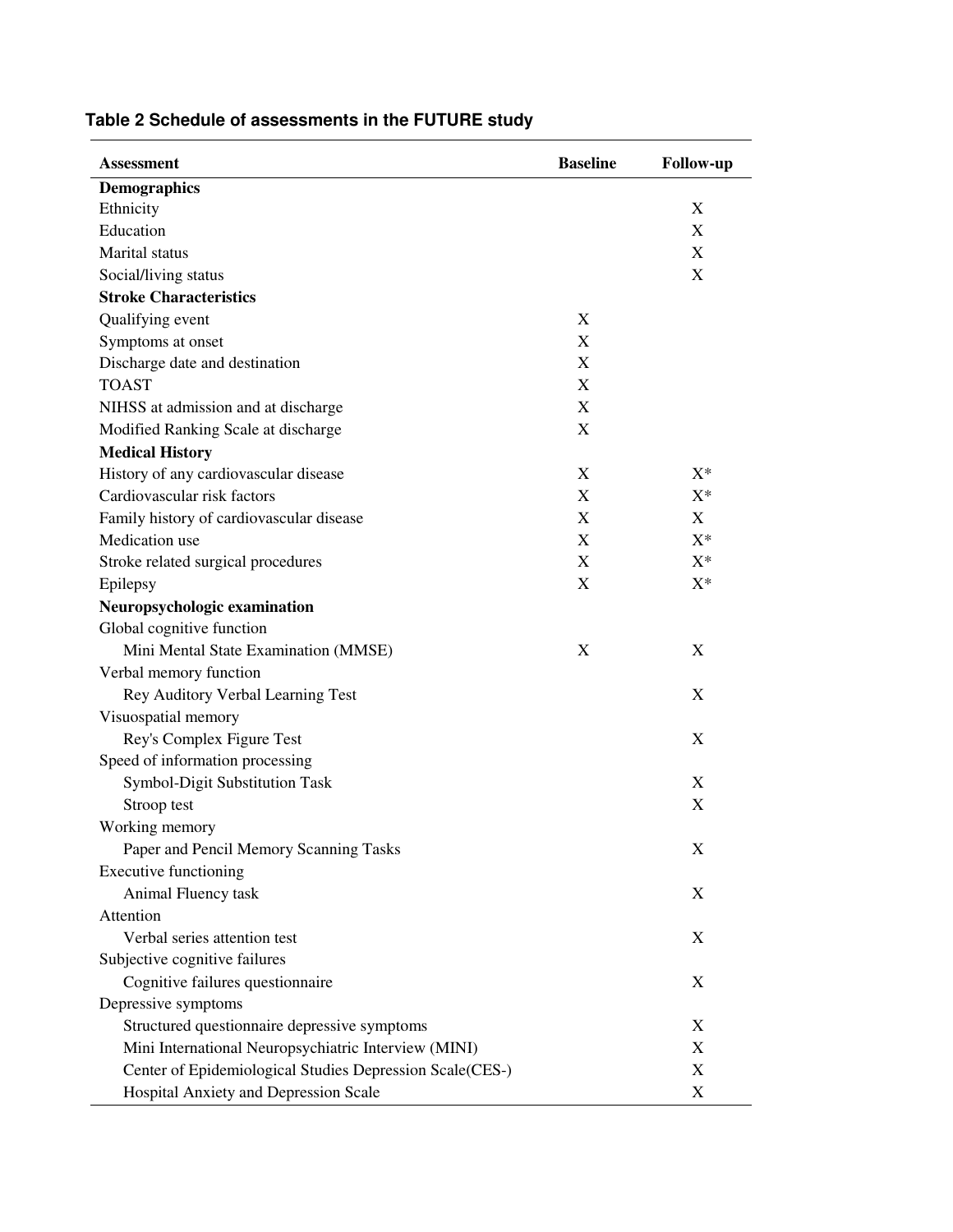**Table 2 Schedule of assessments in the FUTURE study**

| Assessment | Baseline | Follow-up |
|---|---|---|
| **Demographics** | | |
| Ethnicity | | X |
| Education | | X |
| Marital status | | X |
| Social/living status | | X |
| **Stroke Characteristics** | | |
| Qualifying event | X | |
| Symptoms at onset | X | |
| Discharge date and destination | X | |
| TOAST | X | |
| NIHSS at admission and at discharge | X | |
| Modified Ranking Scale at discharge | X | |
| **Medical History** | | |
| History of any cardiovascular disease | X | X* |
| Cardiovascular risk factors | X | X* |
| Family history of cardiovascular disease | X | X |
| Medication use | X | X* |
| Stroke related surgical procedures | X | X* |
| Epilepsy | X | X* |
| **Neuropsychologic examination** | | |
| Global cognitive function | | |
| Mini Mental State Examination (MMSE) | X | X |
| Verbal memory function | | |
| Rey Auditory Verbal Learning Test | | X |
| Visuospatial memory | | |
| Rey's Complex Figure Test | | X |
| Speed of information processing | | |
| Symbol-Digit Substitution Task | | X |
| Stroop test | | X |
| Working memory | | |
| Paper and Pencil Memory Scanning Tasks | | X |
| Executive functioning | | |
| Animal Fluency task | | X |
| Attention | | |
| Verbal series attention test | | X |
| Subjective cognitive failures | | |
| Cognitive failures questionnaire | | X |
| Depressive symptoms | | |
| Structured questionnaire depressive symptoms | | X |
| Mini International Neuropsychiatric Interview (MINI) | | X |
| Center of Epidemiological Studies Depression Scale(CES-) | | X |
| Hospital Anxiety and Depression Scale | | X |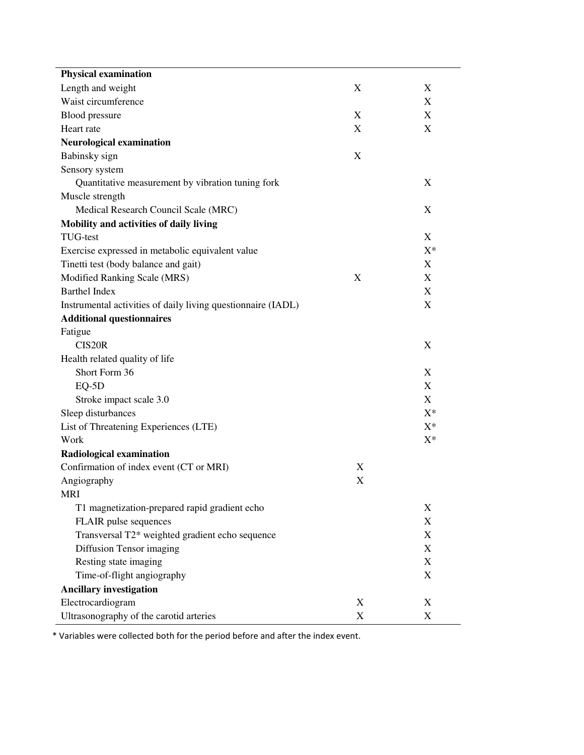| | | |
|---|---|---|
| **Physical examination** | | |
| Length and weight | X | X |
| Waist circumference | | X |
| Blood pressure | X | X |
| Heart rate | X | X |
| **Neurological examination** | | |
| Babinsky sign | X | |
| Sensory system | | |
| Quantitative measurement by vibration tuning fork | | X |
| Muscle strength | | |
| Medical Research Council Scale (MRC) | | X |
| **Mobility and activities of daily living** | | |
| TUG-test | | X |
| Exercise expressed in metabolic equivalent value | | X* |
| Tinetti test (body balance and gait) | | X |
| Modified Ranking Scale (MRS) | X | X |
| Barthel Index | | X |
| Instrumental activities of daily living questionnaire (IADL) | | X |
| **Additional questionnaires** | | |
| Fatigue | | |
| CIS20R | | X |
| Health related quality of life | | |
| Short Form 36 | | X |
| EQ-5D | | X |
| Stroke impact scale 3.0 | | X |
| Sleep disturbances | | X* |
| List of Threatening Experiences (LTE) | | X* |
| Work | | X* |
| **Radiological examination** | | |
| Confirmation of index event (CT or MRI) | X | |
| Angiography | X | |
| MRI | | |
| T1 magnetization-prepared rapid gradient echo | | X |
| FLAIR pulse sequences | | X |
| Transversal T2* weighted gradient echo sequence | | X |
| Diffusion Tensor imaging | | X |
| Resting state imaging | | X |
| Time-of-flight angiography | | X |
| **Ancillary investigation** | | |
| Electrocardiogram | X | X |
| Ultrasonography of the carotid arteries | X | X |

* Variables were collected both for the period before and after the index event.